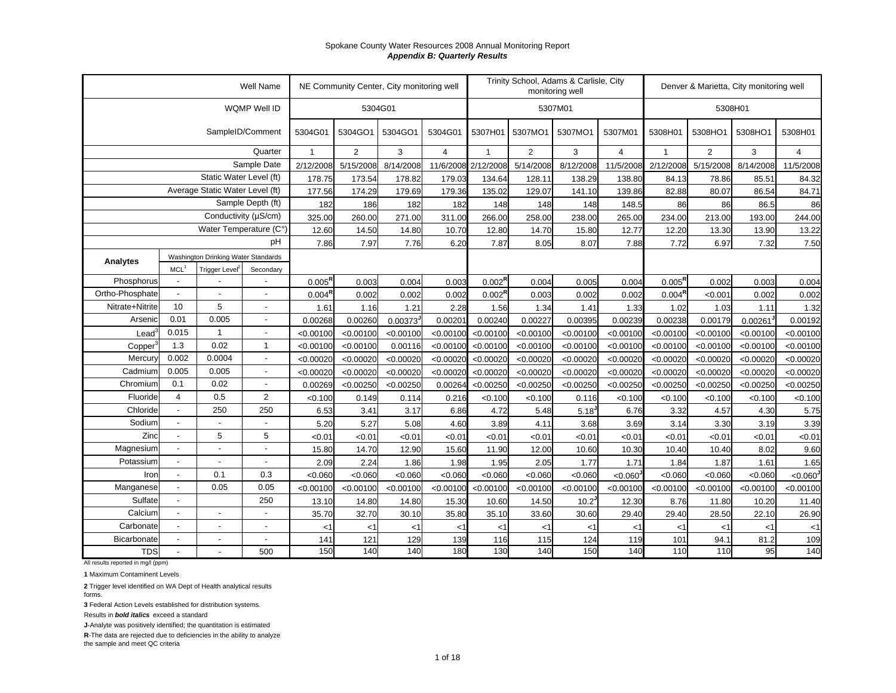Spokane County Water Resources 2008 Annual Monitoring Report

***Appendix B: Quarterly Results***

| | | | Well Name | NE Community Center, City monitoring well | | | | Trinity School, Adams & Carlisle, City monitoring well | | | | Denver & Marietta, City monitoring well | | | |
|---|---|---|---|---|---|---|---|---|---|---|---|---|---|---|---|
| | | | WQMP Well ID | 5304G01 | | | | 5307M01 | | | | 5308H01 | | | |
| | | | SampleID/Comment | 5304G01 | 5304GO1 | 5304GO1 | 5304G01 | 5307H01 | 5307MO1 | 5307MO1 | 5307M01 | 5308H01 | 5308HO1 | 5308HO1 | 5308H01 |
| | | | Quarter | 1 | 2 | 3 | 4 | 1 | 2 | 3 | 4 | 1 | 2 | 3 | 4 |
| | | | Sample Date | 2/12/2008 | 5/15/2008 | 8/14/2008 | 11/6/2008 | 2/12/2008 | 5/14/2008 | 8/12/2008 | 11/5/2008 | 2/12/2008 | 5/15/2008 | 8/14/2008 | 11/5/2008 |
| | | | Static Water Level (ft) | 178.75 | 173.54 | 178.82 | 179.03 | 134.64 | 128.11 | 138.29 | 138.80 | 84.13 | 78.86 | 85.51 | 84.32 |
| | | | Average Static Water Level (ft) | 177.56 | 174.29 | 179.69 | 179.36 | 135.02 | 129.07 | 141.10 | 139.86 | 82.88 | 80.07 | 86.54 | 84.71 |
| | | | Sample Depth (ft) | 182 | 186 | 182 | 182 | 148 | 148 | 148 | 148.5 | 86 | 86 | 86.5 | 86 |
| | | | Conductivity (µS/cm) | 325.00 | 260.00 | 271.00 | 311.00 | 266.00 | 258.00 | 238.00 | 265.00 | 234.00 | 213.00 | 193.00 | 244.00 |
| | | | Water Temperature (C°) | 12.60 | 14.50 | 14.80 | 10.70 | 12.80 | 14.70 | 15.80 | 12.77 | 12.20 | 13.30 | 13.90 | 13.22 |
| | | | pH | 7.86 | 7.97 | 7.76 | 6.20 | 7.87 | 8.05 | 8.07 | 7.88 | 7.72 | 6.97 | 7.32 | 7.50 |
| **Analytes** | Washington Drinking Water Standards | | | | | | | | | | | | | | |
| | MCL[1] | Trigger Level[2] | Secondary | | | | | | | | | | | | |
| Phosphorus | - | - | - | 0.005[R] | 0.003 | 0.004 | 0.003 | 0.002[R] | 0.004 | 0.005 | 0.004 | 0.005[R] | 0.002 | 0.003 | 0.004 |
| Ortho-Phosphate | - | - | - | 0.004[R] | 0.002 | 0.002 | 0.002 | 0.002[R] | 0.003 | 0.002 | 0.002 | 0.004[R] | <0.001 | 0.002 | 0.002 |
| Nitrate+Nitrite | 10 | 5 | - | 1.61 | 1.16 | 1.21 | 2.28 | 1.56 | 1.34 | 1.41 | 1.33 | 1.02 | 1.03 | 1.11 | 1.32 |
| Arsenic | 0.01 | 0.005 | - | 0.00268 | 0.00260 | 0.00373[J] | 0.00201 | 0.00240 | 0.00227 | 0.00395 | 0.00239 | 0.00238 | 0.00179 | 0.00261[J] | 0.00192 |
| Lead[3] | 0.015 | 1 | - | <0.00100 | <0.00100 | <0.00100 | <0.00100 | <0.00100 | <0.00100 | <0.00100 | <0.00100 | <0.00100 | <0.00100 | <0.00100 | <0.00100 |
| Copper[3] | 1.3 | 0.02 | 1 | <0.00100 | <0.00100 | 0.00116 | <0.00100 | <0.00100 | <0.00100 | <0.00100 | <0.00100 | <0.00100 | <0.00100 | <0.00100 | <0.00100 |
| Mercury | 0.002 | 0.0004 | - | <0.00020 | <0.00020 | <0.00020 | <0.00020 | <0.00020 | <0.00020 | <0.00020 | <0.00020 | <0.00020 | <0.00020 | <0.00020 | <0.00020 |
| Cadmium | 0.005 | 0.005 | - | <0.00020 | <0.00020 | <0.00020 | <0.00020 | <0.00020 | <0.00020 | <0.00020 | <0.00020 | <0.00020 | <0.00020 | <0.00020 | <0.00020 |
| Chromium | 0.1 | 0.02 | - | 0.00269 | <0.00250 | <0.00250 | 0.00264 | <0.00250 | <0.00250 | <0.00250 | <0.00250 | <0.00250 | <0.00250 | <0.00250 | <0.00250 |
| Fluoride | 4 | 0.5 | 2 | <0.100 | 0.149 | 0.114 | 0.216 | <0.100 | <0.100 | 0.116 | <0.100 | <0.100 | <0.100 | <0.100 | <0.100 |
| Chloride | - | 250 | 250 | 6.53 | 3.41 | 3.17 | 6.86 | 4.72 | 5.48 | 5.18[J] | 6.76 | 3.32 | 4.57 | 4.30 | 5.75 |
| Sodium | - | - | - | 5.20 | 5.27 | 5.08 | 4.60 | 3.89 | 4.11 | 3.68 | 3.69 | 3.14 | 3.30 | 3.19 | 3.39 |
| Zinc | - | 5 | 5 | <0.01 | <0.01 | <0.01 | <0.01 | <0.01 | <0.01 | <0.01 | <0.01 | <0.01 | <0.01 | <0.01 | <0.01 |
| Magnesium | - | - | - | 15.80 | 14.70 | 12.90 | 15.60 | 11.90 | 12.00 | 10.60 | 10.30 | 10.40 | 10.40 | 8.02 | 9.60 |
| Potassium | - | - | - | 2.09 | 2.24 | 1.86 | 1.98 | 1.95 | 2.05 | 1.77 | 1.71 | 1.84 | 1.87 | 1.61 | 1.65 |
| Iron | - | 0.1 | 0.3 | <0.060 | <0.060 | <0.060 | <0.060 | <0.060 | <0.060 | <0.060 | <0.060[J] | <0.060 | <0.060 | <0.060 | <0.060[J] |
| Manganese | - | 0.05 | 0.05 | <0.00100 | <0.00100 | <0.00100 | <0.00100 | <0.00100 | <0.00100 | <0.00100 | <0.00100 | <0.00100 | <0.00100 | <0.00100 | <0.00100 |
| Sulfate | - | | 250 | 13.10 | 14.80 | 14.80 | 15.30 | 10.60 | 14.50 | 10.2[J] | 12.30 | 8.76 | 11.80 | 10.20 | 11.40 |
| Calcium | - | - | - | 35.70 | 32.70 | 30.10 | 35.80 | 35.10 | 33.60 | 30.60 | 29.40 | 29.40 | 28.50 | 22.10 | 26.90 |
| Carbonate | - | - | - | <1 | <1 | <1 | <1 | <1 | <1 | <1 | <1 | <1 | <1 | <1 | <1 |
| Bicarbonate | - | - | - | 141 | 121 | 129 | 139 | 116 | 115 | 124 | 119 | 101 | 94.1 | 81.2 | 109 |
| TDS | - | - | 500 | 150 | 140 | 140 | 180 | 130 | 140 | 150 | 140 | 110 | 110 | 95 | 140 |

All results reported in mg/l (ppm)

**1** Maximum Contaminent Levels

**2** Trigger level identified on WA Dept of Health analytical results forms.

**3** Federal Action Levels established for distribution systems.

Results in ***bold italics*** exceed a standard

**J**-Analyte was positively identified; the quantitation is estimated

**R**-The data are rejected due to deficiencies in the ability to analyze the sample and meet QC criteria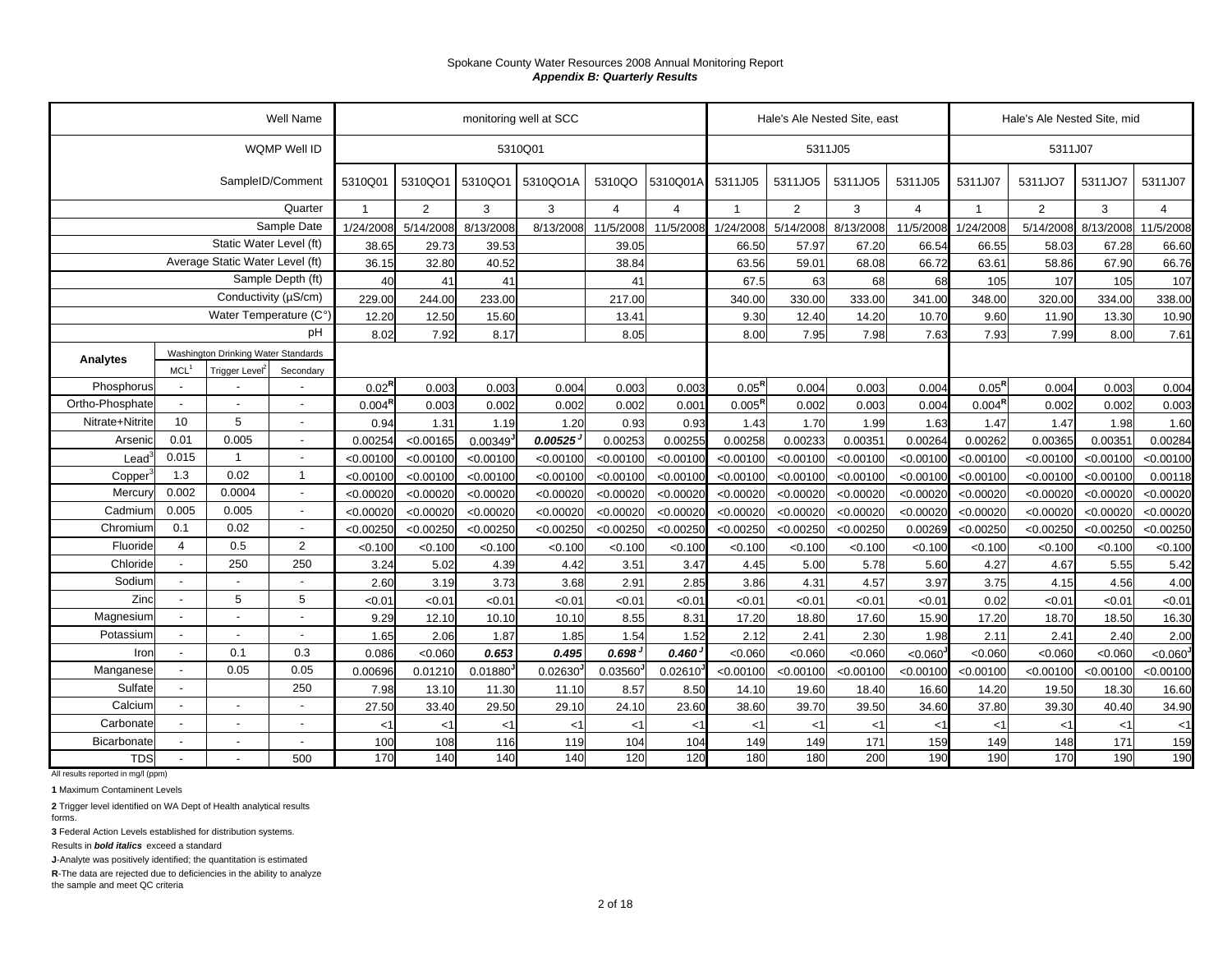Spokane County Water Resources 2008 Annual Monitoring Report
***Appendix B: Quarterly Results***

| | | | Well Name | monitoring well at SCC | | | | | | Hale's Ale Nested Site, east | | | | Hale's Ale Nested Site, mid | | | |
|---|---|---|---|---|---|---|---|---|---|---|---|---|---|---|---|---|---|
| | | | WQMP Well ID | 5310Q01 | | | | | | 5311J05 | | | | 5311J07 | | | |
| | | | SampleID/Comment | 5310Q01 | 5310QO1 | 5310QO1 | 5310QO1A | 5310QO | 5310Q01A | 5311J05 | 5311JO5 | 5311JO5 | 5311J05 | 5311J07 | 5311JO7 | 5311JO7 | 5311J07 |
| | | | Quarter | 1 | 2 | 3 | 3 | 4 | 4 | 1 | 2 | 3 | 4 | 1 | 2 | 3 | 4 |
| | | | Sample Date | 1/24/2008 | 5/14/2008 | 8/13/2008 | 8/13/2008 | 11/5/2008 | 11/5/2008 | 1/24/2008 | 5/14/2008 | 8/13/2008 | 11/5/2008 | 1/24/2008 | 5/14/2008 | 8/13/2008 | 11/5/2008 |
| | | | Static Water Level (ft) | 38.65 | 29.73 | 39.53 | | 39.05 | | 66.50 | 57.97 | 67.20 | 66.54 | 66.55 | 58.03 | 67.28 | 66.60 |
| | | | Average Static Water Level (ft) | 36.15 | 32.80 | 40.52 | | 38.84 | | 63.56 | 59.01 | 68.08 | 66.72 | 63.61 | 58.86 | 67.90 | 66.76 |
| | | | Sample Depth (ft) | 40 | 41 | 41 | | 41 | | 67.5 | 63 | 68 | 68 | 105 | 107 | 105 | 107 |
| | | | Conductivity (µS/cm) | 229.00 | 244.00 | 233.00 | | 217.00 | | 340.00 | 330.00 | 333.00 | 341.00 | 348.00 | 320.00 | 334.00 | 338.00 |
| | | | Water Temperature (C°) | 12.20 | 12.50 | 15.60 | | 13.41 | | 9.30 | 12.40 | 14.20 | 10.70 | 9.60 | 11.90 | 13.30 | 10.90 |
| | | | pH | 8.02 | 7.92 | 8.17 | | 8.05 | | 8.00 | 7.95 | 7.98 | 7.63 | 7.93 | 7.99 | 8.00 | 7.61 |
| **Analytes** | Washington Drinking Water Standards | | | | | | | | | | | | | | | | |
| | MCL[1] | Trigger Level[2] | Secondary | | | | | | | | | | | | | | |
| Phosphorus | - | - | - | 0.02[R] | 0.003 | 0.003 | 0.004 | 0.003 | 0.003 | 0.05[R] | 0.004 | 0.003 | 0.004 | 0.05[R] | 0.004 | 0.003 | 0.004 |
| Ortho-Phosphate | - | - | - | 0.004[R] | 0.003 | 0.002 | 0.002 | 0.002 | 0.001 | 0.005[R] | 0.002 | 0.003 | 0.004 | 0.004[R] | 0.002 | 0.002 | 0.003 |
| Nitrate+Nitrite | 10 | 5 | - | 0.94 | 1.31 | 1.19 | 1.20 | 0.93 | 0.93 | 1.43 | 1.70 | 1.99 | 1.63 | 1.47 | 1.47 | 1.98 | 1.60 |
| Arsenic | 0.01 | 0.005 | - | 0.00254 | <0.00165 | 0.00349[J] | ***0.00525***[J] | 0.00253 | 0.00255 | 0.00258 | 0.00233 | 0.00351 | 0.00264 | 0.00262 | 0.00365 | 0.00351 | 0.00284 |
| Lead[3] | 0.015 | 1 | - | <0.00100 | <0.00100 | <0.00100 | <0.00100 | <0.00100 | <0.00100 | <0.00100 | <0.00100 | <0.00100 | <0.00100 | <0.00100 | <0.00100 | <0.00100 | <0.00100 |
| Copper[3] | 1.3 | 0.02 | 1 | <0.00100 | <0.00100 | <0.00100 | <0.00100 | <0.00100 | <0.00100 | <0.00100 | <0.00100 | <0.00100 | <0.00100 | <0.00100 | <0.00100 | <0.00100 | 0.00118 |
| Mercury | 0.002 | 0.0004 | - | <0.00020 | <0.00020 | <0.00020 | <0.00020 | <0.00020 | <0.00020 | <0.00020 | <0.00020 | <0.00020 | <0.00020 | <0.00020 | <0.00020 | <0.00020 | <0.00020 |
| Cadmium | 0.005 | 0.005 | - | <0.00020 | <0.00020 | <0.00020 | <0.00020 | <0.00020 | <0.00020 | <0.00020 | <0.00020 | <0.00020 | <0.00020 | <0.00020 | <0.00020 | <0.00020 | <0.00020 |
| Chromium | 0.1 | 0.02 | - | <0.00250 | <0.00250 | <0.00250 | <0.00250 | <0.00250 | <0.00250 | <0.00250 | <0.00250 | <0.00250 | 0.00269 | <0.00250 | <0.00250 | <0.00250 | <0.00250 |
| Fluoride | 4 | 0.5 | 2 | <0.100 | <0.100 | <0.100 | <0.100 | <0.100 | <0.100 | <0.100 | <0.100 | <0.100 | <0.100 | <0.100 | <0.100 | <0.100 | <0.100 |
| Chloride | - | 250 | 250 | 3.24 | 5.02 | 4.39 | 4.42 | 3.51 | 3.47 | 4.45 | 5.00 | 5.78 | 5.60 | 4.27 | 4.67 | 5.55 | 5.42 |
| Sodium | - | - | - | 2.60 | 3.19 | 3.73 | 3.68 | 2.91 | 2.85 | 3.86 | 4.31 | 4.57 | 3.97 | 3.75 | 4.15 | 4.56 | 4.00 |
| Zinc | - | 5 | 5 | <0.01 | <0.01 | <0.01 | <0.01 | <0.01 | <0.01 | <0.01 | <0.01 | <0.01 | <0.01 | 0.02 | <0.01 | <0.01 | <0.01 |
| Magnesium | - | - | - | 9.29 | 12.10 | 10.10 | 10.10 | 8.55 | 8.31 | 17.20 | 18.80 | 17.60 | 15.90 | 17.20 | 18.70 | 18.50 | 16.30 |
| Potassium | - | - | - | 1.65 | 2.06 | 1.87 | 1.85 | 1.54 | 1.52 | 2.12 | 2.41 | 2.30 | 1.98 | 2.11 | 2.41 | 2.40 | 2.00 |
| Iron | - | 0.1 | 0.3 | 0.086 | <0.060 | ***0.653*** | ***0.495*** | ***0.698***[J] | ***0.460***[J] | <0.060 | <0.060 | <0.060 | <0.060[J] | <0.060 | <0.060 | <0.060 | <0.060[J] |
| Manganese | - | 0.05 | 0.05 | 0.00696 | 0.01210 | 0.01880[J] | 0.02630[J] | 0.03560[J] | 0.02610[J] | <0.00100 | <0.00100 | <0.00100 | <0.00100 | <0.00100 | <0.00100 | <0.00100 | <0.00100 |
| Sulfate | - | | 250 | 7.98 | 13.10 | 11.30 | 11.10 | 8.57 | 8.50 | 14.10 | 19.60 | 18.40 | 16.60 | 14.20 | 19.50 | 18.30 | 16.60 |
| Calcium | - | - | - | 27.50 | 33.40 | 29.50 | 29.10 | 24.10 | 23.60 | 38.60 | 39.70 | 39.50 | 34.60 | 37.80 | 39.30 | 40.40 | 34.90 |
| Carbonate | - | - | - | <1 | <1 | <1 | <1 | <1 | <1 | <1 | <1 | <1 | <1 | <1 | <1 | <1 | <1 |
| Bicarbonate | - | - | - | 100 | 108 | 116 | 119 | 104 | 104 | 149 | 149 | 171 | 159 | 149 | 148 | 171 | 159 |
| TDS | - | - | 500 | 170 | 140 | 140 | 140 | 120 | 120 | 180 | 180 | 200 | 190 | 190 | 170 | 190 | 190 |

All results reported in mg/l (ppm)

**1** Maximum Contaminent Levels

**2** Trigger level identified on WA Dept of Health analytical results forms.

**3** Federal Action Levels established for distribution systems.

Results in ***bold italics*** exceed a standard

**J**-Analyte was positively identified; the quantitation is estimated

**R**-The data are rejected due to deficiencies in the ability to analyze the sample and meet QC criteria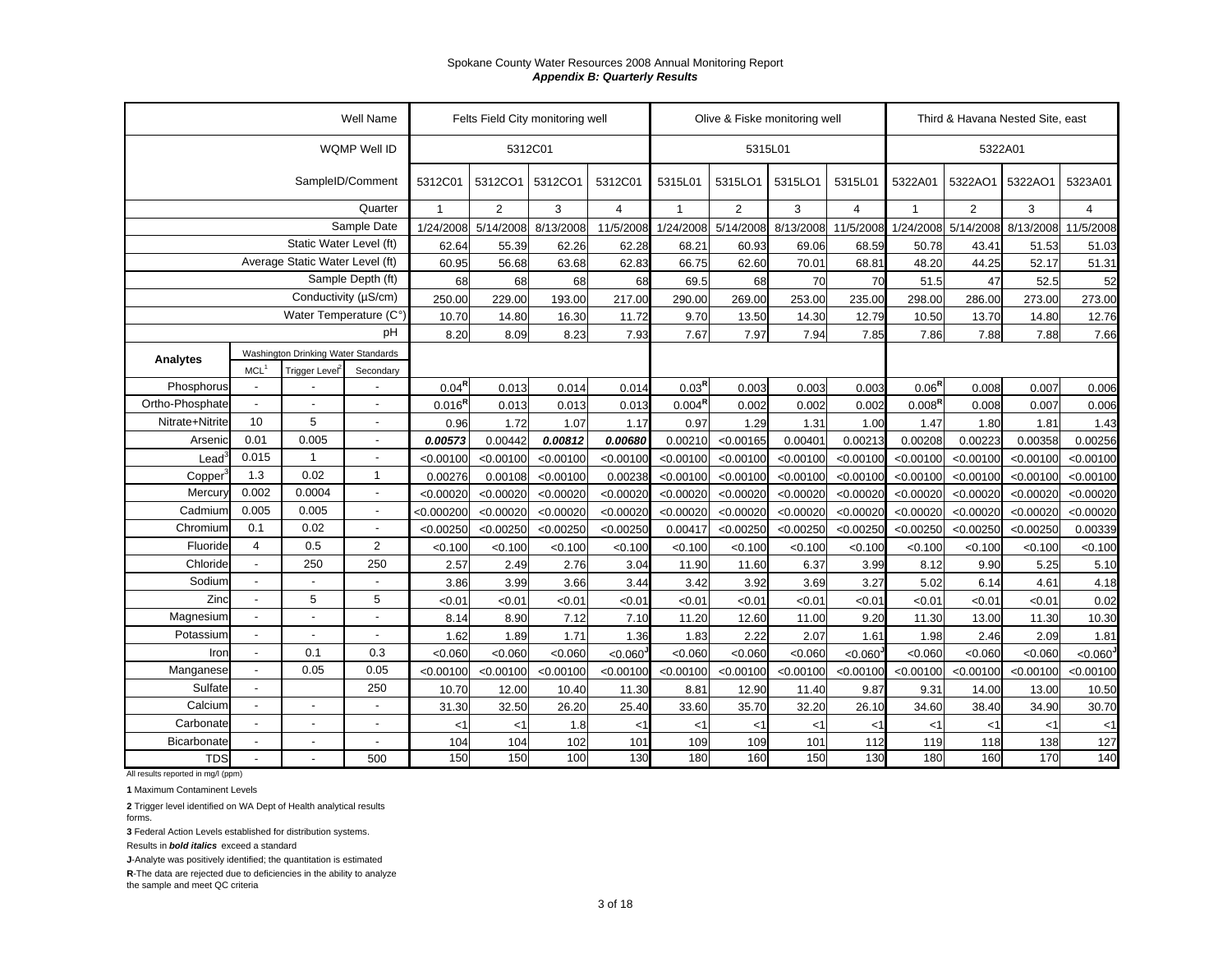Spokane County Water Resources 2008 Annual Monitoring Report
***Appendix B: Quarterly Results***

| | | | Well Name | Felts Field City monitoring well | | | | Olive & Fiske monitoring well | | | | Third & Havana Nested Site, east | | | |
|---|---|---|---|---|---|---|---|---|---|---|---|---|---|---|---|
| | | | WQMP Well ID | 5312C01 | | | | 5315L01 | | | | 5322A01 | | | |
| | | | SampleID/Comment | 5312C01 | 5312CO1 | 5312CO1 | 5312C01 | 5315L01 | 5315LO1 | 5315LO1 | 5315L01 | 5322A01 | 5322AO1 | 5322AO1 | 5323A01 |
| | | | Quarter | 1 | 2 | 3 | 4 | 1 | 2 | 3 | 4 | 1 | 2 | 3 | 4 |
| | | | Sample Date | 1/24/2008 | 5/14/2008 | 8/13/2008 | 11/5/2008 | 1/24/2008 | 5/14/2008 | 8/13/2008 | 11/5/2008 | 1/24/2008 | 5/14/2008 | 8/13/2008 | 11/5/2008 |
| | | | Static Water Level (ft) | 62.64 | 55.39 | 62.26 | 62.28 | 68.21 | 60.93 | 69.06 | 68.59 | 50.78 | 43.41 | 51.53 | 51.03 |
| | | | Average Static Water Level (ft) | 60.95 | 56.68 | 63.68 | 62.83 | 66.75 | 62.60 | 70.01 | 68.81 | 48.20 | 44.25 | 52.17 | 51.31 |
| | | | Sample Depth (ft) | 68 | 68 | 68 | 68 | 69.5 | 68 | 70 | 70 | 51.5 | 47 | 52.5 | 52 |
| | | | Conductivity (µS/cm) | 250.00 | 229.00 | 193.00 | 217.00 | 290.00 | 269.00 | 253.00 | 235.00 | 298.00 | 286.00 | 273.00 | 273.00 |
| | | | Water Temperature (C°) | 10.70 | 14.80 | 16.30 | 11.72 | 9.70 | 13.50 | 14.30 | 12.79 | 10.50 | 13.70 | 14.80 | 12.76 |
| | | | pH | 8.20 | 8.09 | 8.23 | 7.93 | 7.67 | 7.97 | 7.94 | 7.85 | 7.86 | 7.88 | 7.88 | 7.66 |
| Analytes | Washington Drinking Water Standards | | | | | | | | | | | | | | |
| | MCL[1] | Trigger Level[2] | Secondary | | | | | | | | | | | | |
| Phosphorus | - | - | - | 0.04[R] | 0.013 | 0.014 | 0.014 | 0.03[R] | 0.003 | 0.003 | 0.003 | 0.06[R] | 0.008 | 0.007 | 0.006 |
| Ortho-Phosphate | - | - | - | 0.016[R] | 0.013 | 0.013 | 0.013 | 0.004[R] | 0.002 | 0.002 | 0.002 | 0.008[R] | 0.008 | 0.007 | 0.006 |
| Nitrate+Nitrite | 10 | 5 | - | 0.96 | 1.72 | 1.07 | 1.17 | 0.97 | 1.29 | 1.31 | 1.00 | 1.47 | 1.80 | 1.81 | 1.43 |
| Arsenic | 0.01 | 0.005 | - | ***0.00573*** | 0.00442 | ***0.00812*** | ***0.00680*** | 0.00210 | <0.00165 | 0.00401 | 0.00213 | 0.00208 | 0.00223 | 0.00358 | 0.00256 |
| Lead[3] | 0.015 | 1 | - | <0.00100 | <0.00100 | <0.00100 | <0.00100 | <0.00100 | <0.00100 | <0.00100 | <0.00100 | <0.00100 | <0.00100 | <0.00100 | <0.00100 |
| Copper[3] | 1.3 | 0.02 | 1 | 0.00276 | 0.00108 | <0.00100 | 0.00238 | <0.00100 | <0.00100 | <0.00100 | <0.00100 | <0.00100 | <0.00100 | <0.00100 | <0.00100 |
| Mercury | 0.002 | 0.0004 | - | <0.00020 | <0.00020 | <0.00020 | <0.00020 | <0.00020 | <0.00020 | <0.00020 | <0.00020 | <0.00020 | <0.00020 | <0.00020 | <0.00020 |
| Cadmium | 0.005 | 0.005 | - | <0.000200 | <0.00020 | <0.00020 | <0.00020 | <0.00020 | <0.00020 | <0.00020 | <0.00020 | <0.00020 | <0.00020 | <0.00020 | <0.00020 |
| Chromium | 0.1 | 0.02 | - | <0.00250 | <0.00250 | <0.00250 | <0.00250 | 0.00417 | <0.00250 | <0.00250 | <0.00250 | <0.00250 | <0.00250 | <0.00250 | 0.00339 |
| Fluoride | 4 | 0.5 | 2 | <0.100 | <0.100 | <0.100 | <0.100 | <0.100 | <0.100 | <0.100 | <0.100 | <0.100 | <0.100 | <0.100 | <0.100 |
| Chloride | - | 250 | 250 | 2.57 | 2.49 | 2.76 | 3.04 | 11.90 | 11.60 | 6.37 | 3.99 | 8.12 | 9.90 | 5.25 | 5.10 |
| Sodium | - | - | - | 3.86 | 3.99 | 3.66 | 3.44 | 3.42 | 3.92 | 3.69 | 3.27 | 5.02 | 6.14 | 4.61 | 4.18 |
| Zinc | - | 5 | 5 | <0.01 | <0.01 | <0.01 | <0.01 | <0.01 | <0.01 | <0.01 | <0.01 | <0.01 | <0.01 | <0.01 | 0.02 |
| Magnesium | - | - | - | 8.14 | 8.90 | 7.12 | 7.10 | 11.20 | 12.60 | 11.00 | 9.20 | 11.30 | 13.00 | 11.30 | 10.30 |
| Potassium | - | - | - | 1.62 | 1.89 | 1.71 | 1.36 | 1.83 | 2.22 | 2.07 | 1.61 | 1.98 | 2.46 | 2.09 | 1.81 |
| Iron | - | 0.1 | 0.3 | <0.060 | <0.060 | <0.060 | <0.060[J] | <0.060 | <0.060 | <0.060 | <0.060[J] | <0.060 | <0.060 | <0.060 | <0.060[J] |
| Manganese | - | 0.05 | 0.05 | <0.00100 | <0.00100 | <0.00100 | <0.00100 | <0.00100 | <0.00100 | <0.00100 | <0.00100 | <0.00100 | <0.00100 | <0.00100 | <0.00100 |
| Sulfate | - | | 250 | 10.70 | 12.00 | 10.40 | 11.30 | 8.81 | 12.90 | 11.40 | 9.87 | 9.31 | 14.00 | 13.00 | 10.50 |
| Calcium | - | - | - | 31.30 | 32.50 | 26.20 | 25.40 | 33.60 | 35.70 | 32.20 | 26.10 | 34.60 | 38.40 | 34.90 | 30.70 |
| Carbonate | - | - | - | <1 | <1 | 1.8 | <1 | <1 | <1 | <1 | <1 | <1 | <1 | <1 | <1 |
| Bicarbonate | - | - | - | 104 | 104 | 102 | 101 | 109 | 109 | 101 | 112 | 119 | 118 | 138 | 127 |
| TDS | - | - | 500 | 150 | 150 | 100 | 130 | 180 | 160 | 150 | 130 | 180 | 160 | 170 | 140 |

All results reported in mg/l (ppm)

**1** Maximum Contaminent Levels

**2** Trigger level identified on WA Dept of Health analytical results forms.

**3** Federal Action Levels established for distribution systems.

Results in ***bold italics*** exceed a standard

**J**-Analyte was positively identified; the quantitation is estimated

**R**-The data are rejected due to deficiencies in the ability to analyze the sample and meet QC criteria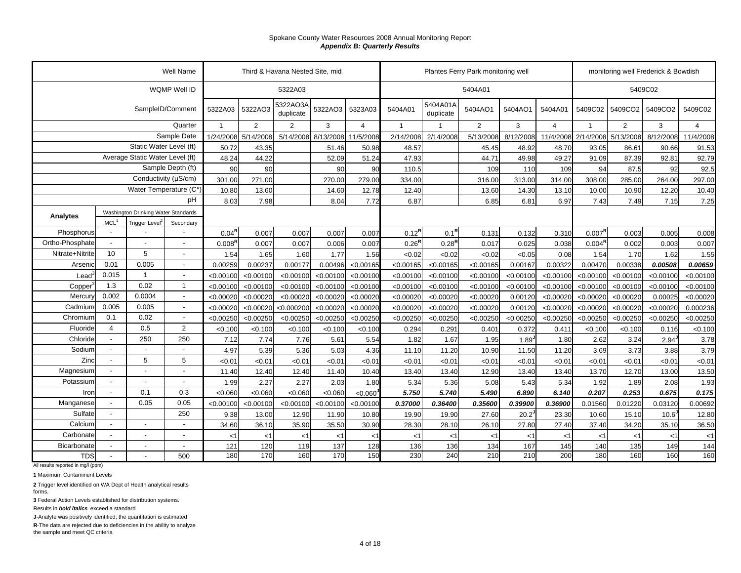Spokane County Water Resources 2008 Annual Monitoring Report
***Appendix B: Quarterly Results***

| | | | Well Name | Third & Havana Nested Site, mid | | | | | Plantes Ferry Park monitoring well | | | | | monitoring well Frederick & Bowdish | | | |
|---|---|---|---|---|---|---|---|---|---|---|---|---|---|---|---|---|---|
| | | | WQMP Well ID | 5322A03 | | | | | 5404A01 | | | | | 5409C02 | | | |
| | | | SampleID/Comment | 5322A03 | 5322AO3 | 5322AO3A duplicate | 5322AO3 | 5323A03 | 5404A01 | 5404A01A duplicate | 5404AO1 | 5404AO1 | 5404A01 | 5409C02 | 5409CO2 | 5409CO2 | 5409C02 |
| | | | Quarter | 1 | 2 | 2 | 3 | 4 | 1 | 1 | 2 | 3 | 4 | 1 | 2 | 3 | 4 |
| | | | Sample Date | 1/24/2008 | 5/14/2008 | 5/14/2008 | 8/13/2008 | 11/5/2008 | 2/14/2008 | 2/14/2008 | 5/13/2008 | 8/12/2008 | 11/4/2008 | 2/14/2008 | 5/13/2008 | 8/12/2008 | 11/4/2008 |
| | | | Static Water Level (ft) | 50.72 | 43.35 | | 51.46 | 50.98 | 48.57 | | 45.45 | 48.92 | 48.70 | 93.05 | 86.61 | 90.66 | 91.53 |
| | | | Average Static Water Level (ft) | 48.24 | 44.22 | | 52.09 | 51.24 | 47.93 | | 44.71 | 49.98 | 49.27 | 91.09 | 87.39 | 92.81 | 92.79 |
| | | | Sample Depth (ft) | 90 | 90 | | 90 | 90 | 110.5 | | 109 | 110 | 109 | 94 | 87.5 | 92 | 92.5 |
| | | | Conductivity (µS/cm) | 301.00 | 271.00 | | 270.00 | 279.00 | 334.00 | | 316.00 | 313.00 | 314.00 | 308.00 | 285.00 | 264.00 | 297.00 |
| | | | Water Temperature (C°) | 10.80 | 13.60 | | 14.60 | 12.78 | 12.40 | | 13.60 | 14.30 | 13.10 | 10.00 | 10.90 | 12.20 | 10.40 |
| | | | pH | 8.03 | 7.98 | | 8.04 | 7.72 | 6.87 | | 6.85 | 6.81 | 6.97 | 7.43 | 7.49 | 7.15 | 7.25 |
| **Analytes** | Washington Drinking Water Standards | | | | | | | | | | | | | | | | |
| | MCL[1] | Trigger Level[2] | Secondary | | | | | | | | | | | | | | |
| Phosphorus | - | - | - | 0.04[R] | 0.007 | 0.007 | 0.007 | 0.007 | 0.12[R] | 0.1[R] | 0.131 | 0.132 | 0.310 | 0.007[R] | 0.003 | 0.005 | 0.008 |
| Ortho-Phosphate | - | - | - | 0.008[R] | 0.007 | 0.007 | 0.006 | 0.007 | 0.26[R] | 0.28[R] | 0.017 | 0.025 | 0.038 | 0.004[R] | 0.002 | 0.003 | 0.007 |
| Nitrate+Nitrite | 10 | 5 | - | 1.54 | 1.65 | 1.60 | 1.77 | 1.56 | <0.02 | <0.02 | <0.02 | <0.05 | 0.08 | 1.54 | 1.70 | 1.62 | 1.55 |
| Arsenic | 0.01 | 0.005 | - | 0.00259 | 0.00237 | 0.00177 | 0.00496 | <0.00165 | <0.00165 | <0.00165 | <0.00165 | 0.00167 | 0.00322 | 0.00470 | 0.00338 | ***0.00508*** | ***0.00659*** |
| Lead[3] | 0.015 | 1 | - | <0.00100 | <0.00100 | <0.00100 | <0.00100 | <0.00100 | <0.00100 | <0.00100 | <0.00100 | <0.00100 | <0.00100 | <0.00100 | <0.00100 | <0.00100 | <0.00100 |
| Copper[3] | 1.3 | 0.02 | 1 | <0.00100 | <0.00100 | <0.00100 | <0.00100 | <0.00100 | <0.00100 | <0.00100 | <0.00100 | <0.00100 | <0.00100 | <0.00100 | <0.00100 | <0.00100 | <0.00100 |
| Mercury | 0.002 | 0.0004 | - | <0.00020 | <0.00020 | <0.00020 | <0.00020 | <0.00020 | <0.00020 | <0.00020 | <0.00020 | 0.00120 | <0.00020 | <0.00020 | <0.00020 | 0.00025 | <0.00020 |
| Cadmium | 0.005 | 0.005 | - | <0.00020 | <0.00020 | <0.000200 | <0.00020 | <0.00020 | <0.00020 | <0.00020 | <0.00020 | 0.00120 | <0.00020 | <0.00020 | <0.00020 | <0.00020 | 0.000236 |
| Chromium | 0.1 | 0.02 | - | <0.00250 | <0.00250 | <0.00250 | <0.00250 | <0.00250 | <0.00250 | <0.00250 | <0.00250 | <0.00250 | <0.00250 | <0.00250 | <0.00250 | <0.00250 | <0.00250 |
| Fluoride | 4 | 0.5 | 2 | <0.100 | <0.100 | <0.100 | <0.100 | <0.100 | 0.294 | 0.291 | 0.401 | 0.372 | 0.411 | <0.100 | <0.100 | 0.116 | <0.100 |
| Chloride | - | 250 | 250 | 7.12 | 7.74 | 7.76 | 5.61 | 5.54 | 1.82 | 1.67 | 1.95 | 1.89[J] | 1.80 | 2.62 | 3.24 | 2.94[J] | 3.78 |
| Sodium | - | - | - | 4.97 | 5.39 | 5.36 | 5.03 | 4.36 | 11.10 | 11.20 | 10.90 | 11.50 | 11.20 | 3.69 | 3.73 | 3.88 | 3.79 |
| Zinc | - | 5 | 5 | <0.01 | <0.01 | <0.01 | <0.01 | <0.01 | <0.01 | <0.01 | <0.01 | <0.01 | <0.01 | <0.01 | <0.01 | <0.01 | <0.01 |
| Magnesium | - | - | - | 11.40 | 12.40 | 12.40 | 11.40 | 10.40 | 13.40 | 13.40 | 12.90 | 13.40 | 13.40 | 13.70 | 12.70 | 13.00 | 13.50 |
| Potassium | - | - | - | 1.99 | 2.27 | 2.27 | 2.03 | 1.80 | 5.34 | 5.36 | 5.08 | 5.43 | 5.34 | 1.92 | 1.89 | 2.08 | 1.93 |
| Iron | - | 0.1 | 0.3 | <0.060 | <0.060 | <0.060 | <0.060 | <0.060[J] | ***5.750*** | ***5.740*** | ***5.490*** | ***6.890*** | ***6.140*** | ***0.207*** | ***0.253*** | ***0.675*** | ***0.175*** |
| Manganese | - | 0.05 | 0.05 | <0.00100 | <0.00100 | <0.00100 | <0.00100 | <0.00100 | ***0.37000*** | ***0.36400*** | ***0.35600*** | ***0.39900*** | ***0.36900*** | 0.01560 | 0.01220 | 0.03120 | 0.00692 |
| Sulfate | - | | 250 | 9.38 | 13.00 | 12.90 | 11.90 | 10.80 | 19.90 | 19.90 | 27.60 | 20.2[J] | 23.30 | 10.60 | 15.10 | 10.6[J] | 12.80 |
| Calcium | - | - | - | 34.60 | 36.10 | 35.90 | 35.50 | 30.90 | 28.30 | 28.10 | 26.10 | 27.80 | 27.40 | 37.40 | 34.20 | 35.10 | 36.50 |
| Carbonate | - | - | - | <1 | <1 | <1 | <1 | <1 | <1 | <1 | <1 | <1 | <1 | <1 | <1 | <1 | <1 |
| Bicarbonate | - | - | - | 121 | 120 | 119 | 137 | 128 | 136 | 136 | 134 | 167 | 145 | 140 | 135 | 149 | 144 |
| TDS | - | - | 500 | 180 | 170 | 160 | 170 | 150 | 230 | 240 | 210 | 210 | 200 | 180 | 160 | 160 | 160 |

All results reported in mg/l (ppm)

**1** Maximum Contaminent Levels

**2** Trigger level identified on WA Dept of Health analytical results forms.

**3** Federal Action Levels established for distribution systems.

Results in ***bold italics*** exceed a standard

**J**-Analyte was positively identified; the quantitation is estimated

**R**-The data are rejected due to deficiencies in the ability to analyze the sample and meet QC criteria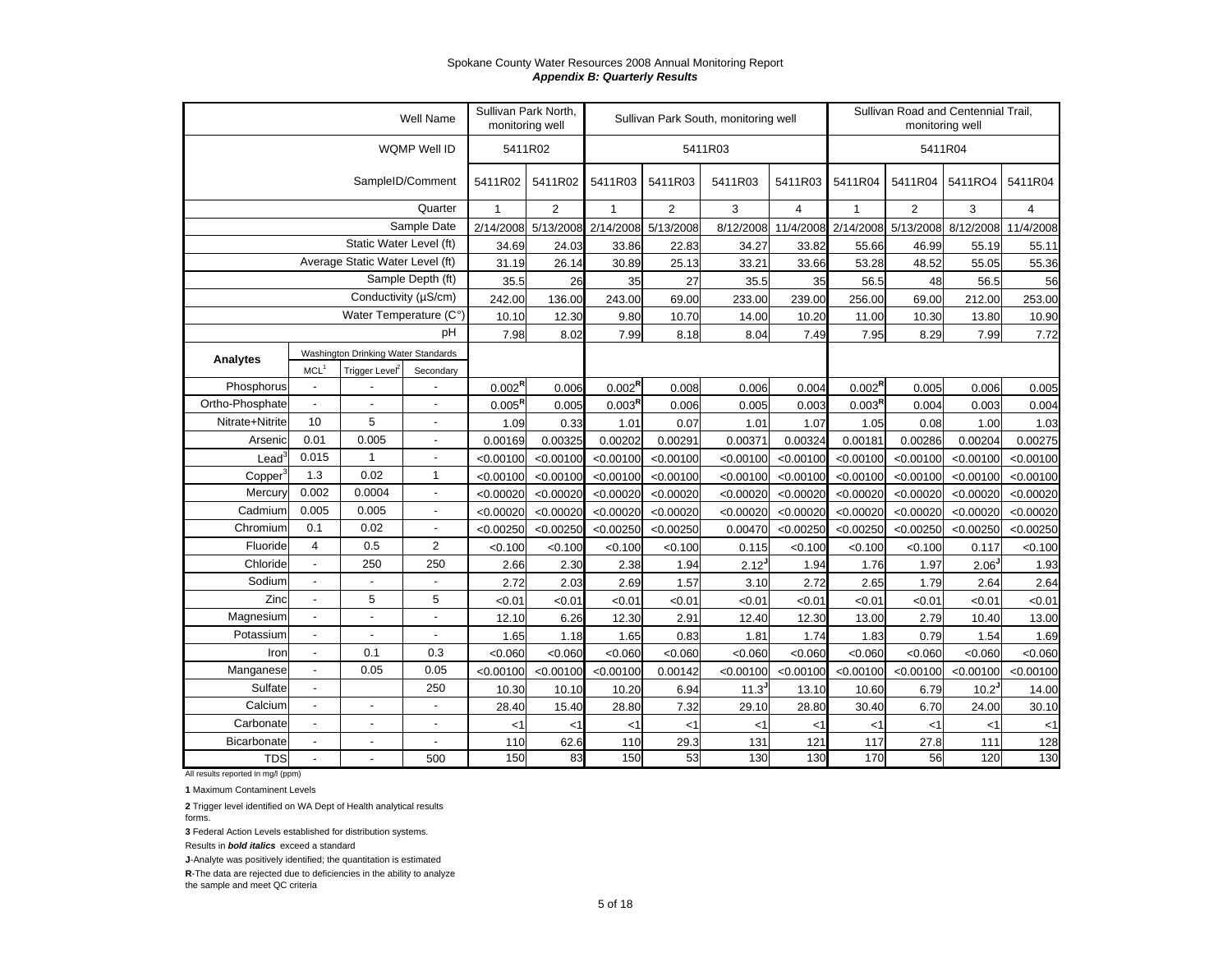Spokane County Water Resources 2008 Annual Monitoring Report

***Appendix B: Quarterly Results***

| | | | Well Name | Sullivan Park North, monitoring well | | Sullivan Park South, monitoring well | | | | Sullivan Road and Centennial Trail, monitoring well | | | |
|---|---|---|---|---|---|---|---|---|---|---|---|---|---|
| | | | WQMP Well ID | 5411R02 | | 5411R03 | | | | 5411R04 | | | |
| | | | SampleID/Comment | 5411R02 | 5411R02 | 5411R03 | 5411R03 | 5411R03 | 5411R03 | 5411R04 | 5411R04 | 5411RO4 | 5411R04 |
| | | | Quarter | 1 | 2 | 1 | 2 | 3 | 4 | 1 | 2 | 3 | 4 |
| | | | Sample Date | 2/14/2008 | 5/13/2008 | 2/14/2008 | 5/13/2008 | 8/12/2008 | 11/4/2008 | 2/14/2008 | 5/13/2008 | 8/12/2008 | 11/4/2008 |
| | | | Static Water Level (ft) | 34.69 | 24.03 | 33.86 | 22.83 | 34.27 | 33.82 | 55.66 | 46.99 | 55.19 | 55.11 |
| | | | Average Static Water Level (ft) | 31.19 | 26.14 | 30.89 | 25.13 | 33.21 | 33.66 | 53.28 | 48.52 | 55.05 | 55.36 |
| | | | Sample Depth (ft) | 35.5 | 26 | 35 | 27 | 35.5 | 35 | 56.5 | 48 | 56.5 | 56 |
| | | | Conductivity (µS/cm) | 242.00 | 136.00 | 243.00 | 69.00 | 233.00 | 239.00 | 256.00 | 69.00 | 212.00 | 253.00 |
| | | | Water Temperature (C°) | 10.10 | 12.30 | 9.80 | 10.70 | 14.00 | 10.20 | 11.00 | 10.30 | 13.80 | 10.90 |
| | | | pH | 7.98 | 8.02 | 7.99 | 8.18 | 8.04 | 7.49 | 7.95 | 8.29 | 7.99 | 7.72 |
| **Analytes** | Washington Drinking Water Standards | | | | | | | | | | | | |
| | MCL[1] | Trigger Level[2] | Secondary | | | | | | | | | | |
| Phosphorus | - | - | - | 0.002[R] | 0.006 | 0.002[R] | 0.008 | 0.006 | 0.004 | 0.002[R] | 0.005 | 0.006 | 0.005 |
| Ortho-Phosphate | - | - | - | 0.005[R] | 0.005 | 0.003[R] | 0.006 | 0.005 | 0.003 | 0.003[R] | 0.004 | 0.003 | 0.004 |
| Nitrate+Nitrite | 10 | 5 | - | 1.09 | 0.33 | 1.01 | 0.07 | 1.01 | 1.07 | 1.05 | 0.08 | 1.00 | 1.03 |
| Arsenic | 0.01 | 0.005 | - | 0.00169 | 0.00325 | 0.00202 | 0.00291 | 0.00371 | 0.00324 | 0.00181 | 0.00286 | 0.00204 | 0.00275 |
| Lead[3] | 0.015 | 1 | - | <0.00100 | <0.00100 | <0.00100 | <0.00100 | <0.00100 | <0.00100 | <0.00100 | <0.00100 | <0.00100 | <0.00100 |
| Copper[3] | 1.3 | 0.02 | 1 | <0.00100 | <0.00100 | <0.00100 | <0.00100 | <0.00100 | <0.00100 | <0.00100 | <0.00100 | <0.00100 | <0.00100 |
| Mercury | 0.002 | 0.0004 | - | <0.00020 | <0.00020 | <0.00020 | <0.00020 | <0.00020 | <0.00020 | <0.00020 | <0.00020 | <0.00020 | <0.00020 |
| Cadmium | 0.005 | 0.005 | - | <0.00020 | <0.00020 | <0.00020 | <0.00020 | <0.00020 | <0.00020 | <0.00020 | <0.00020 | <0.00020 | <0.00020 |
| Chromium | 0.1 | 0.02 | - | <0.00250 | <0.00250 | <0.00250 | <0.00250 | 0.00470 | <0.00250 | <0.00250 | <0.00250 | <0.00250 | <0.00250 |
| Fluoride | 4 | 0.5 | 2 | <0.100 | <0.100 | <0.100 | <0.100 | 0.115 | <0.100 | <0.100 | <0.100 | 0.117 | <0.100 |
| Chloride | - | 250 | 250 | 2.66 | 2.30 | 2.38 | 1.94 | 2.12[J] | 1.94 | 1.76 | 1.97 | 2.06[J] | 1.93 |
| Sodium | - | - | - | 2.72 | 2.03 | 2.69 | 1.57 | 3.10 | 2.72 | 2.65 | 1.79 | 2.64 | 2.64 |
| Zinc | - | 5 | 5 | <0.01 | <0.01 | <0.01 | <0.01 | <0.01 | <0.01 | <0.01 | <0.01 | <0.01 | <0.01 |
| Magnesium | - | - | - | 12.10 | 6.26 | 12.30 | 2.91 | 12.40 | 12.30 | 13.00 | 2.79 | 10.40 | 13.00 |
| Potassium | - | - | - | 1.65 | 1.18 | 1.65 | 0.83 | 1.81 | 1.74 | 1.83 | 0.79 | 1.54 | 1.69 |
| Iron | - | 0.1 | 0.3 | <0.060 | <0.060 | <0.060 | <0.060 | <0.060 | <0.060 | <0.060 | <0.060 | <0.060 | <0.060 |
| Manganese | - | 0.05 | 0.05 | <0.00100 | <0.00100 | <0.00100 | 0.00142 | <0.00100 | <0.00100 | <0.00100 | <0.00100 | <0.00100 | <0.00100 |
| Sulfate | - | | 250 | 10.30 | 10.10 | 10.20 | 6.94 | 11.3[J] | 13.10 | 10.60 | 6.79 | 10.2[J] | 14.00 |
| Calcium | - | - | - | 28.40 | 15.40 | 28.80 | 7.32 | 29.10 | 28.80 | 30.40 | 6.70 | 24.00 | 30.10 |
| Carbonate | - | - | - | <1 | <1 | <1 | <1 | <1 | <1 | <1 | <1 | <1 | <1 |
| Bicarbonate | - | - | - | 110 | 62.6 | 110 | 29.3 | 131 | 121 | 117 | 27.8 | 111 | 128 |
| TDS | - | - | 500 | 150 | 83 | 150 | 53 | 130 | 130 | 170 | 56 | 120 | 130 |

All results reported in mg/l (ppm)

**1** Maximum Contaminent Levels

**2** Trigger level identified on WA Dept of Health analytical results forms.

**3** Federal Action Levels established for distribution systems.

Results in ***bold italics*** exceed a standard

**J**-Analyte was positively identified; the quantitation is estimated

**R**-The data are rejected due to deficiencies in the ability to analyze the sample and meet QC criteria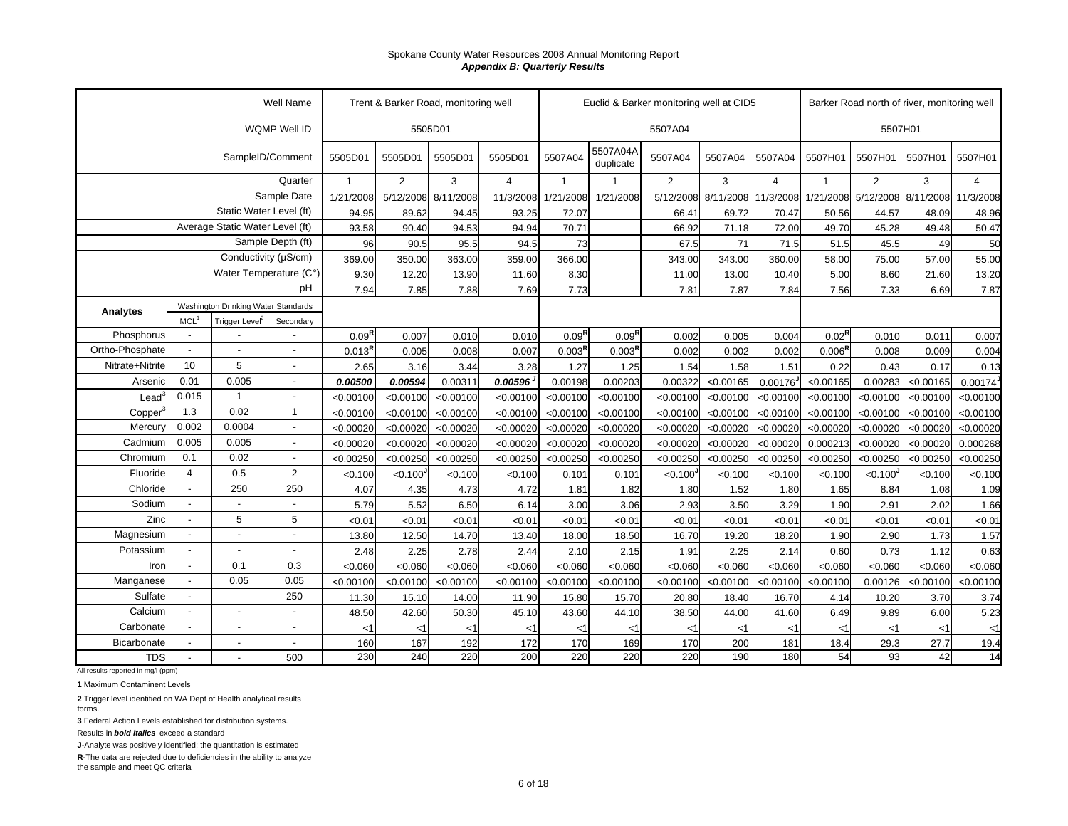Spokane County Water Resources 2008 Annual Monitoring Report
***Appendix B: Quarterly Results***

| | | | Well Name | Trent & Barker Road, monitoring well | | | | Euclid & Barker monitoring well at CID5 | | | | | Barker Road north of river, monitoring well | | | |
|---|---|---|---|---|---|---|---|---|---|---|---|---|---|---|---|---|
| | | | WQMP Well ID | 5505D01 | | | | 5507A04 | | | | | 5507H01 | | | |
| | | | SampleID/Comment | 5505D01 | 5505D01 | 5505D01 | 5505D01 | 5507A04 | 5507A04A duplicate | 5507A04 | 5507A04 | 5507A04 | 5507H01 | 5507H01 | 5507H01 | 5507H01 |
| | | | Quarter | 1 | 2 | 3 | 4 | 1 | 1 | 2 | 3 | 4 | 1 | 2 | 3 | 4 |
| | | | Sample Date | 1/21/2008 | 5/12/2008 | 8/11/2008 | 11/3/2008 | 1/21/2008 | 1/21/2008 | 5/12/2008 | 8/11/2008 | 11/3/2008 | 1/21/2008 | 5/12/2008 | 8/11/2008 | 11/3/2008 |
| | | | Static Water Level (ft) | 94.95 | 89.62 | 94.45 | 93.25 | 72.07 | | 66.41 | 69.72 | 70.47 | 50.56 | 44.57 | 48.09 | 48.96 |
| | | | Average Static Water Level (ft) | 93.58 | 90.40 | 94.53 | 94.94 | 70.71 | | 66.92 | 71.18 | 72.00 | 49.70 | 45.28 | 49.48 | 50.47 |
| | | | Sample Depth (ft) | 96 | 90.5 | 95.5 | 94.5 | 73 | | 67.5 | 71 | 71.5 | 51.5 | 45.5 | 49 | 50 |
| | | | Conductivity (µS/cm) | 369.00 | 350.00 | 363.00 | 359.00 | 366.00 | | 343.00 | 343.00 | 360.00 | 58.00 | 75.00 | 57.00 | 55.00 |
| | | | Water Temperature (C°) | 9.30 | 12.20 | 13.90 | 11.60 | 8.30 | | 11.00 | 13.00 | 10.40 | 5.00 | 8.60 | 21.60 | 13.20 |
| | | | pH | 7.94 | 7.85 | 7.88 | 7.69 | 7.73 | | 7.81 | 7.87 | 7.84 | 7.56 | 7.33 | 6.69 | 7.87 |
| **Analytes** | Washington Drinking Water Standards | | | | | | | | | | | | | | | |
| | MCL[1] | Trigger Level[2] | Secondary | | | | | | | | | | | | | |
| Phosphorus | - | - | - | 0.09[R] | 0.007 | 0.010 | 0.010 | 0.09[R] | 0.09[R] | 0.002 | 0.005 | 0.004 | 0.02[R] | 0.010 | 0.011 | 0.007 |
| Ortho-Phosphate | - | - | - | 0.013[R] | 0.005 | 0.008 | 0.007 | 0.003[R] | 0.003[R] | 0.002 | 0.002 | 0.002 | 0.006[R] | 0.008 | 0.009 | 0.004 |
| Nitrate+Nitrite | 10 | 5 | - | 2.65 | 3.16 | 3.44 | 3.28 | 1.27 | 1.25 | 1.54 | 1.58 | 1.51 | 0.22 | 0.43 | 0.17 | 0.13 |
| Arsenic | 0.01 | 0.005 | - | ***0.00500*** | ***0.00594*** | 0.00311 | ***0.00596***[J] | 0.00198 | 0.00203 | 0.00322 | <0.00165 | 0.00176[J] | <0.00165 | 0.00283 | <0.00165 | 0.00174[J] |
| Lead[3] | 0.015 | 1 | - | <0.00100 | <0.00100 | <0.00100 | <0.00100 | <0.00100 | <0.00100 | <0.00100 | <0.00100 | <0.00100 | <0.00100 | <0.00100 | <0.00100 | <0.00100 |
| Copper[3] | 1.3 | 0.02 | 1 | <0.00100 | <0.00100 | <0.00100 | <0.00100 | <0.00100 | <0.00100 | <0.00100 | <0.00100 | <0.00100 | <0.00100 | <0.00100 | <0.00100 | <0.00100 |
| Mercury | 0.002 | 0.0004 | - | <0.00020 | <0.00020 | <0.00020 | <0.00020 | <0.00020 | <0.00020 | <0.00020 | <0.00020 | <0.00020 | <0.00020 | <0.00020 | <0.00020 | <0.00020 |
| Cadmium | 0.005 | 0.005 | - | <0.00020 | <0.00020 | <0.00020 | <0.00020 | <0.00020 | <0.00020 | <0.00020 | <0.00020 | <0.00020 | 0.000213 | <0.00020 | <0.00020 | 0.000268 |
| Chromium | 0.1 | 0.02 | - | <0.00250 | <0.00250 | <0.00250 | <0.00250 | <0.00250 | <0.00250 | <0.00250 | <0.00250 | <0.00250 | <0.00250 | <0.00250 | <0.00250 | <0.00250 |
| Fluoride | 4 | 0.5 | 2 | <0.100 | <0.100[J] | <0.100 | <0.100 | 0.101 | 0.101 | <0.100[J] | <0.100 | <0.100 | <0.100 | <0.100[J] | <0.100 | <0.100 |
| Chloride | - | 250 | 250 | 4.07 | 4.35 | 4.73 | 4.72 | 1.81 | 1.82 | 1.80 | 1.52 | 1.80 | 1.65 | 8.84 | 1.08 | 1.09 |
| Sodium | - | - | - | 5.79 | 5.52 | 6.50 | 6.14 | 3.00 | 3.06 | 2.93 | 3.50 | 3.29 | 1.90 | 2.91 | 2.02 | 1.66 |
| Zinc | - | 5 | 5 | <0.01 | <0.01 | <0.01 | <0.01 | <0.01 | <0.01 | <0.01 | <0.01 | <0.01 | <0.01 | <0.01 | <0.01 | <0.01 |
| Magnesium | - | - | - | 13.80 | 12.50 | 14.70 | 13.40 | 18.00 | 18.50 | 16.70 | 19.20 | 18.20 | 1.90 | 2.90 | 1.73 | 1.57 |
| Potassium | - | - | - | 2.48 | 2.25 | 2.78 | 2.44 | 2.10 | 2.15 | 1.91 | 2.25 | 2.14 | 0.60 | 0.73 | 1.12 | 0.63 |
| Iron | - | 0.1 | 0.3 | <0.060 | <0.060 | <0.060 | <0.060 | <0.060 | <0.060 | <0.060 | <0.060 | <0.060 | <0.060 | <0.060 | <0.060 | <0.060 |
| Manganese | - | 0.05 | 0.05 | <0.00100 | <0.00100 | <0.00100 | <0.00100 | <0.00100 | <0.00100 | <0.00100 | <0.00100 | <0.00100 | <0.00100 | 0.00126 | <0.00100 | <0.00100 |
| Sulfate | - | | 250 | 11.30 | 15.10 | 14.00 | 11.90 | 15.80 | 15.70 | 20.80 | 18.40 | 16.70 | 4.14 | 10.20 | 3.70 | 3.74 |
| Calcium | - | - | - | 48.50 | 42.60 | 50.30 | 45.10 | 43.60 | 44.10 | 38.50 | 44.00 | 41.60 | 6.49 | 9.89 | 6.00 | 5.23 |
| Carbonate | - | - | - | <1 | <1 | <1 | <1 | <1 | <1 | <1 | <1 | <1 | <1 | <1 | <1 | <1 |
| Bicarbonate | - | - | - | 160 | 167 | 192 | 172 | 170 | 169 | 170 | 200 | 181 | 18.4 | 29.3 | 27.7 | 19.4 |
| TDS | - | - | 500 | 230 | 240 | 220 | 200 | 220 | 220 | 220 | 190 | 180 | 54 | 93 | 42 | 14 |

All results reported in mg/l (ppm)

**1** Maximum Contaminent Levels

**2** Trigger level identified on WA Dept of Health analytical results forms.

**3** Federal Action Levels established for distribution systems.

Results in ***bold italics*** exceed a standard

**J**-Analyte was positively identified; the quantitation is estimated

**R**-The data are rejected due to deficiencies in the ability to analyze the sample and meet QC criteria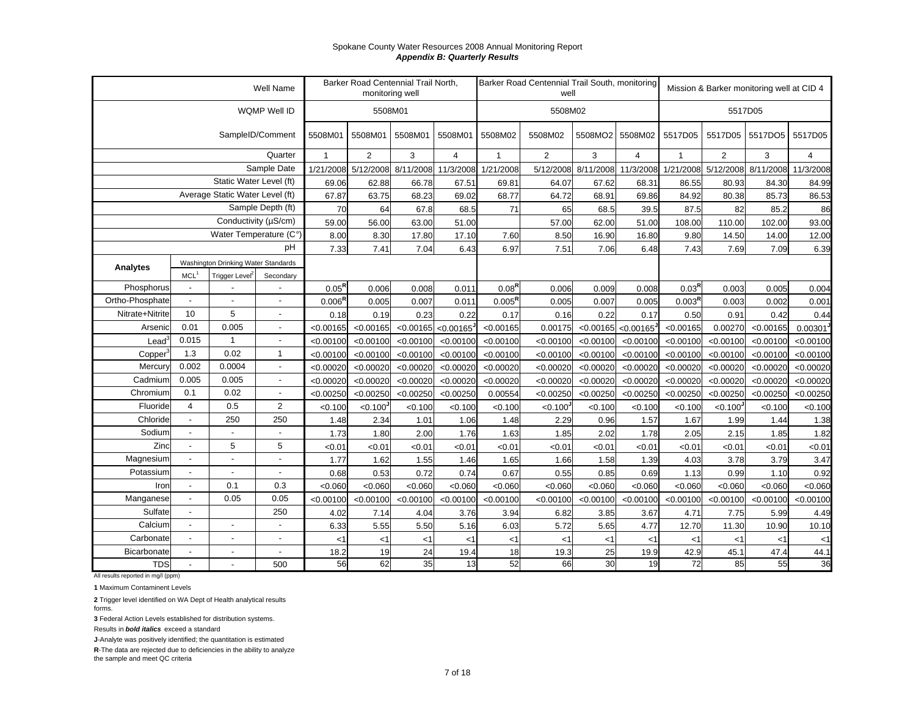Spokane County Water Resources 2008 Annual Monitoring Report

***Appendix B: Quarterly Results***

| | | | Well Name | Barker Road Centennial Trail North, monitoring well | | | | Barker Road Centennial Trail South, monitoring well | | | | Mission & Barker monitoring well at CID 4 | | | |
|---|---|---|---|---|---|---|---|---|---|---|---|---|---|---|---|
| | | | WQMP Well ID | 5508M01 | | | | 5508M02 | | | | 5517D05 | | | |
| | | | SampleID/Comment | 5508M01 | 5508M01 | 5508M01 | 5508M01 | 5508M02 | 5508M02 | 5508MO2 | 5508M02 | 5517D05 | 5517D05 | 5517DO5 | 5517D05 |
| | | | Quarter | 1 | 2 | 3 | 4 | 1 | 2 | 3 | 4 | 1 | 2 | 3 | 4 |
| | | | Sample Date | 1/21/2008 | 5/12/2008 | 8/11/2008 | 11/3/2008 | 1/21/2008 | 5/12/2008 | 8/11/2008 | 11/3/2008 | 1/21/2008 | 5/12/2008 | 8/11/2008 | 11/3/2008 |
| | | | Static Water Level (ft) | 69.06 | 62.88 | 66.78 | 67.51 | 69.81 | 64.07 | 67.62 | 68.31 | 86.55 | 80.93 | 84.30 | 84.99 |
| | | | Average Static Water Level (ft) | 67.87 | 63.75 | 68.23 | 69.02 | 68.77 | 64.72 | 68.91 | 69.86 | 84.92 | 80.38 | 85.73 | 86.53 |
| | | | Sample Depth (ft) | 70 | 64 | 67.8 | 68.5 | 71 | 65 | 68.5 | 39.5 | 87.5 | 82 | 85.2 | 86 |
| | | | Conductivity (µS/cm) | 59.00 | 56.00 | 63.00 | 51.00 | | 57.00 | 62.00 | 51.00 | 108.00 | 110.00 | 102.00 | 93.00 |
| | | | Water Temperature (C°) | 8.00 | 8.30 | 17.80 | 17.10 | 7.60 | 8.50 | 16.90 | 16.80 | 9.80 | 14.50 | 14.00 | 12.00 |
| | | | pH | 7.33 | 7.41 | 7.04 | 6.43 | 6.97 | 7.51 | 7.06 | 6.48 | 7.43 | 7.69 | 7.09 | 6.39 |
| **Analytes** | Washington Drinking Water Standards | | | | | | | | | | | | | | |
| | MCL[1] | Trigger Level[2] | Secondary | | | | | | | | | | | | |
| Phosphorus | - | - | - | 0.05[R] | 0.006 | 0.008 | 0.011 | 0.08[R] | 0.006 | 0.009 | 0.008 | 0.03[R] | 0.003 | 0.005 | 0.004 |
| Ortho-Phosphate | - | - | - | 0.006[R] | 0.005 | 0.007 | 0.011 | 0.005[R] | 0.005 | 0.007 | 0.005 | 0.003[R] | 0.003 | 0.002 | 0.001 |
| Nitrate+Nitrite | 10 | 5 | - | 0.18 | 0.19 | 0.23 | 0.22 | 0.17 | 0.16 | 0.22 | 0.17 | 0.50 | 0.91 | 0.42 | 0.44 |
| Arsenic | 0.01 | 0.005 | - | <0.00165 | <0.00165 | <0.00165 | <0.00165[J] | <0.00165 | 0.00175 | <0.00165 | <0.00165[J] | <0.00165 | 0.00270 | <0.00165 | 0.00301[J] |
| Lead[3] | 0.015 | 1 | - | <0.00100 | <0.00100 | <0.00100 | <0.00100 | <0.00100 | <0.00100 | <0.00100 | <0.00100 | <0.00100 | <0.00100 | <0.00100 | <0.00100 |
| Copper[3] | 1.3 | 0.02 | 1 | <0.00100 | <0.00100 | <0.00100 | <0.00100 | <0.00100 | <0.00100 | <0.00100 | <0.00100 | <0.00100 | <0.00100 | <0.00100 | <0.00100 |
| Mercury | 0.002 | 0.0004 | - | <0.00020 | <0.00020 | <0.00020 | <0.00020 | <0.00020 | <0.00020 | <0.00020 | <0.00020 | <0.00020 | <0.00020 | <0.00020 | <0.00020 |
| Cadmium | 0.005 | 0.005 | - | <0.00020 | <0.00020 | <0.00020 | <0.00020 | <0.00020 | <0.00020 | <0.00020 | <0.00020 | <0.00020 | <0.00020 | <0.00020 | <0.00020 |
| Chromium | 0.1 | 0.02 | - | <0.00250 | <0.00250 | <0.00250 | <0.00250 | 0.00554 | <0.00250 | <0.00250 | <0.00250 | <0.00250 | <0.00250 | <0.00250 | <0.00250 |
| Fluoride | 4 | 0.5 | 2 | <0.100 | <0.100[J] | <0.100 | <0.100 | <0.100 | <0.100[J] | <0.100 | <0.100 | <0.100 | <0.100[J] | <0.100 | <0.100 |
| Chloride | - | 250 | 250 | 1.48 | 2.34 | 1.01 | 1.06 | 1.48 | 2.29 | 0.96 | 1.57 | 1.67 | 1.99 | 1.44 | 1.38 |
| Sodium | - | - | - | 1.73 | 1.80 | 2.00 | 1.76 | 1.63 | 1.85 | 2.02 | 1.78 | 2.05 | 2.15 | 1.85 | 1.82 |
| Zinc | - | 5 | 5 | <0.01 | <0.01 | <0.01 | <0.01 | <0.01 | <0.01 | <0.01 | <0.01 | <0.01 | <0.01 | <0.01 | <0.01 |
| Magnesium | - | - | - | 1.77 | 1.62 | 1.55 | 1.46 | 1.65 | 1.66 | 1.58 | 1.39 | 4.03 | 3.78 | 3.79 | 3.47 |
| Potassium | - | - | - | 0.68 | 0.53 | 0.72 | 0.74 | 0.67 | 0.55 | 0.85 | 0.69 | 1.13 | 0.99 | 1.10 | 0.92 |
| Iron | - | 0.1 | 0.3 | <0.060 | <0.060 | <0.060 | <0.060 | <0.060 | <0.060 | <0.060 | <0.060 | <0.060 | <0.060 | <0.060 | <0.060 |
| Manganese | - | 0.05 | 0.05 | <0.00100 | <0.00100 | <0.00100 | <0.00100 | <0.00100 | <0.00100 | <0.00100 | <0.00100 | <0.00100 | <0.00100 | <0.00100 | <0.00100 |
| Sulfate | - | | 250 | 4.02 | 7.14 | 4.04 | 3.76 | 3.94 | 6.82 | 3.85 | 3.67 | 4.71 | 7.75 | 5.99 | 4.49 |
| Calcium | - | - | - | 6.33 | 5.55 | 5.50 | 5.16 | 6.03 | 5.72 | 5.65 | 4.77 | 12.70 | 11.30 | 10.90 | 10.10 |
| Carbonate | - | - | - | <1 | <1 | <1 | <1 | <1 | <1 | <1 | <1 | <1 | <1 | <1 | <1 |
| Bicarbonate | - | - | - | 18.2 | 19 | 24 | 19.4 | 18 | 19.3 | 25 | 19.9 | 42.9 | 45.1 | 47.4 | 44.1 |
| TDS | - | - | 500 | 56 | 62 | 35 | 13 | 52 | 66 | 30 | 19 | 72 | 85 | 55 | 36 |

All results reported in mg/l (ppm)

**1** Maximum Contaminent Levels

**2** Trigger level identified on WA Dept of Health analytical results forms.

**3** Federal Action Levels established for distribution systems.

Results in ***bold italics*** exceed a standard

**J**-Analyte was positively identified; the quantitation is estimated

**R**-The data are rejected due to deficiencies in the ability to analyze the sample and meet QC criteria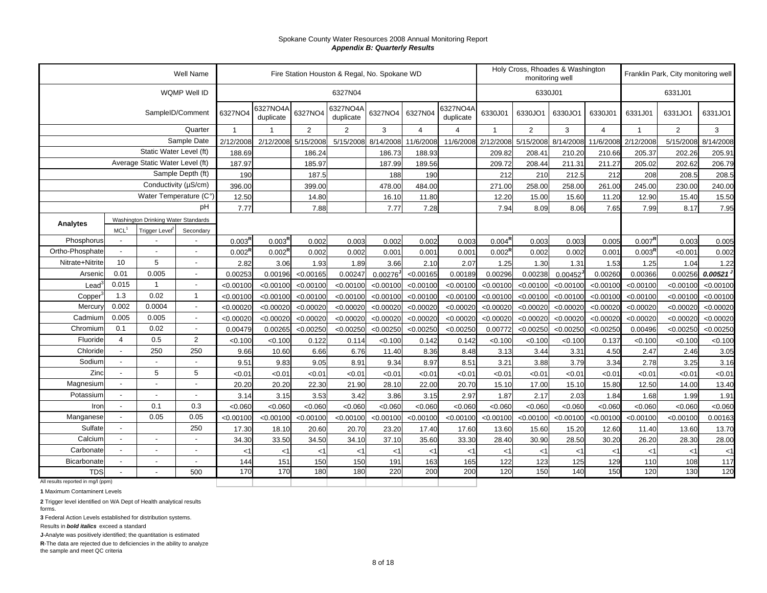Spokane County Water Resources 2008 Annual Monitoring Report
***Appendix B: Quarterly Results***

| | | | Well Name | Fire Station Houston & Regal, No. Spokane WD | | | | | | | Holy Cross, Rhoades & Washington monitoring well | | | | Franklin Park, City monitoring well | | |
|---|---|---|---|---|---|---|---|---|---|---|---|---|---|---|---|---|---|
| | | | WQMP Well ID | 6327N04 | | | | | | | 6330J01 | | | | 6331J01 | | |
| | | | SampleID/Comment | 6327NO4 | 6327NO4A duplicate | 6327NO4 | 6327NO4A duplicate | 6327NO4 | 6327N04 | 6327NO4A duplicate | 6330J01 | 6330JO1 | 6330JO1 | 6330J01 | 6331J01 | 6331JO1 | 6331JO1 |
| | | | Quarter | 1 | 1 | 2 | 2 | 3 | 4 | 4 | 1 | 2 | 3 | 4 | 1 | 2 | 3 |
| | | | Sample Date | 2/12/2008 | 2/12/2008 | 5/15/2008 | 5/15/2008 | 8/14/2008 | 11/6/2008 | 11/6/2008 | 2/12/2008 | 5/15/2008 | 8/14/2008 | 11/6/2008 | 2/12/2008 | 5/15/2008 | 8/14/2008 |
| | | | Static Water Level (ft) | 188.69 | | 186.24 | | 186.73 | 188.93 | | 209.82 | 208.41 | 210.20 | 210.66 | 205.37 | 202.26 | 205.91 |
| | | | Average Static Water Level (ft) | 187.97 | | 185.97 | | 187.99 | 189.56 | | 209.72 | 208.44 | 211.31 | 211.27 | 205.02 | 202.62 | 206.79 |
| | | | Sample Depth (ft) | 190 | | 187.5 | | 188 | 190 | | 212 | 210 | 212.5 | 212 | 208 | 208.5 | 208.5 |
| | | | Conductivity (µS/cm) | 396.00 | | 399.00 | | 478.00 | 484.00 | | 271.00 | 258.00 | 258.00 | 261.00 | 245.00 | 230.00 | 240.00 |
| | | | Water Temperature (C°) | 12.50 | | 14.80 | | 16.10 | 11.80 | | 12.20 | 15.00 | 15.60 | 11.20 | 12.90 | 15.40 | 15.50 |
| | | | pH | 7.77 | | 7.88 | | 7.77 | 7.28 | | 7.94 | 8.09 | 8.06 | 7.65 | 7.99 | 8.17 | 7.95 |
| **Analytes** | Washington Drinking Water Standards: MCL[1] | Trigger Level[2] | Secondary | | | | | | | | | | | | | | |
| Phosphorus | - | - | - | 0.003[R] | 0.003[R] | 0.002 | 0.003 | 0.002 | 0.002 | 0.003 | 0.004[R] | 0.003 | 0.003 | 0.005 | 0.007[R] | 0.003 | 0.005 |
| Ortho-Phosphate | - | - | - | 0.002[R] | 0.002[R] | 0.002 | 0.002 | 0.001 | 0.001 | 0.001 | 0.002[R] | 0.002 | 0.002 | 0.001 | 0.003[R] | <0.001 | 0.002 |
| Nitrate+Nitrite | 10 | 5 | - | 2.82 | 3.06 | 1.93 | 1.89 | 3.66 | 2.10 | 2.07 | 1.25 | 1.30 | 1.31 | 1.53 | 1.25 | 1.04 | 1.22 |
| Arsenic | 0.01 | 0.005 | - | 0.00253 | 0.00196 | <0.00165 | 0.00247 | 0.00276[J] | <0.00165 | 0.00189 | 0.00296 | 0.00238 | 0.00452[J] | 0.00260 | 0.00366 | 0.00256 | ***0.00521[J]*** |
| Lead[3] | 0.015 | 1 | - | <0.00100 | <0.00100 | <0.00100 | <0.00100 | <0.00100 | <0.00100 | <0.00100 | <0.00100 | <0.00100 | <0.00100 | <0.00100 | <0.00100 | <0.00100 | <0.00100 |
| Copper[3] | 1.3 | 0.02 | 1 | <0.00100 | <0.00100 | <0.00100 | <0.00100 | <0.00100 | <0.00100 | <0.00100 | <0.00100 | <0.00100 | <0.00100 | <0.00100 | <0.00100 | <0.00100 | <0.00100 |
| Mercury | 0.002 | 0.0004 | - | <0.00020 | <0.00020 | <0.00020 | <0.00020 | <0.00020 | <0.00020 | <0.00020 | <0.00020 | <0.00020 | <0.00020 | <0.00020 | <0.00020 | <0.00020 | <0.00020 |
| Cadmium | 0.005 | 0.005 | - | <0.00020 | <0.00020 | <0.00020 | <0.00020 | <0.00020 | <0.00020 | <0.00020 | <0.00020 | <0.00020 | <0.00020 | <0.00020 | <0.00020 | <0.00020 | <0.00020 |
| Chromium | 0.1 | 0.02 | - | 0.00479 | 0.00265 | <0.00250 | <0.00250 | <0.00250 | <0.00250 | <0.00250 | 0.00772 | <0.00250 | <0.00250 | <0.00250 | 0.00496 | <0.00250 | <0.00250 |
| Fluoride | 4 | 0.5 | 2 | <0.100 | <0.100 | 0.122 | 0.114 | <0.100 | 0.142 | 0.142 | <0.100 | <0.100 | <0.100 | 0.137 | <0.100 | <0.100 | <0.100 |
| Chloride | - | 250 | 250 | 9.66 | 10.60 | 6.66 | 6.76 | 11.40 | 8.36 | 8.48 | 3.13 | 3.44 | 3.31 | 4.50 | 2.47 | 2.46 | 3.05 |
| Sodium | - | - | - | 9.51 | 9.83 | 9.05 | 8.91 | 9.34 | 8.97 | 8.51 | 3.21 | 3.88 | 3.79 | 3.34 | 2.78 | 3.25 | 3.16 |
| Zinc | - | 5 | 5 | <0.01 | <0.01 | <0.01 | <0.01 | <0.01 | <0.01 | <0.01 | <0.01 | <0.01 | <0.01 | <0.01 | <0.01 | <0.01 | <0.01 |
| Magnesium | - | - | - | 20.20 | 20.20 | 22.30 | 21.90 | 28.10 | 22.00 | 20.70 | 15.10 | 17.00 | 15.10 | 15.80 | 12.50 | 14.00 | 13.40 |
| Potassium | - | - | - | 3.14 | 3.15 | 3.53 | 3.42 | 3.86 | 3.15 | 2.97 | 1.87 | 2.17 | 2.03 | 1.84 | 1.68 | 1.99 | 1.91 |
| Iron | - | 0.1 | 0.3 | <0.060 | <0.060 | <0.060 | <0.060 | <0.060 | <0.060 | <0.060 | <0.060 | <0.060 | <0.060 | <0.060 | <0.060 | <0.060 | <0.060 |
| Manganese | - | 0.05 | 0.05 | <0.00100 | <0.00100 | <0.00100 | <0.00100 | <0.00100 | <0.00100 | <0.00100 | <0.00100 | <0.00100 | <0.00100 | <0.00100 | <0.00100 | <0.00100 | 0.00163 |
| Sulfate | - | | 250 | 17.30 | 18.10 | 20.60 | 20.70 | 23.20 | 17.40 | 17.60 | 13.60 | 15.60 | 15.20 | 12.60 | 11.40 | 13.60 | 13.70 |
| Calcium | - | - | - | 34.30 | 33.50 | 34.50 | 34.10 | 37.10 | 35.60 | 33.30 | 28.40 | 30.90 | 28.50 | 30.20 | 26.20 | 28.30 | 28.00 |
| Carbonate | - | - | - | <1 | <1 | <1 | <1 | <1 | <1 | <1 | <1 | <1 | <1 | <1 | <1 | <1 | <1 |
| Bicarbonate | - | - | - | 144 | 151 | 150 | 150 | 191 | 163 | 165 | 122 | 123 | 125 | 129 | 110 | 108 | 117 |
| TDS | - | - | 500 | 170 | 170 | 180 | 180 | 220 | 200 | 200 | 120 | 150 | 140 | 150 | 120 | 130 | 120 |

All results reported in mg/l (ppm)

**1** Maximum Contaminent Levels

**2** Trigger level identified on WA Dept of Health analytical results forms.

**3** Federal Action Levels established for distribution systems.

Results in ***bold italics*** exceed a standard

**J**-Analyte was positively identified; the quantitation is estimated

**R**-The data are rejected due to deficiencies in the ability to analyze the sample and meet QC criteria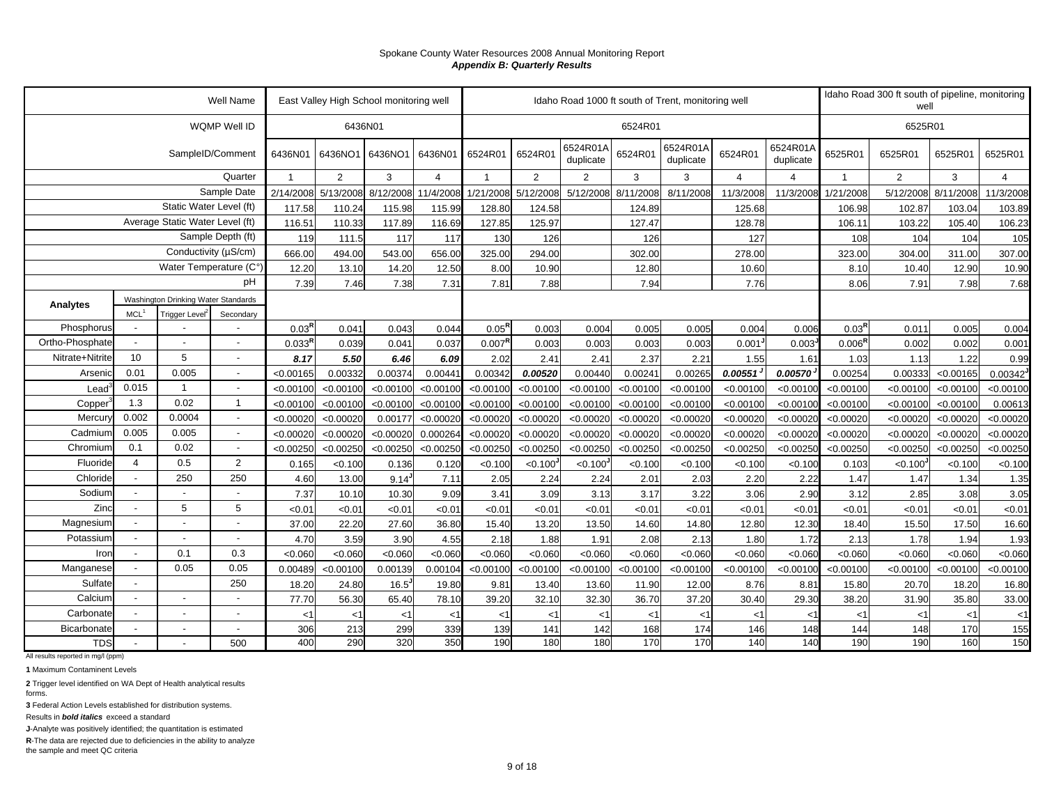Spokane County Water Resources 2008 Annual Monitoring Report

***Appendix B: Quarterly Results***

| | | | Well Name | East Valley High School monitoring well | | | | Idaho Road 1000 ft south of Trent, monitoring well | | | | | | | Idaho Road 300 ft south of pipeline, monitoring well | | | |
|---|---|---|---|---|---|---|---|---|---|---|---|---|---|---|---|---|---|---|
| | | | WQMP Well ID | 6436N01 | | | | 6524R01 | | | | | | | 6525R01 | | | |
| | | | SampleID/Comment | 6436N01 | 6436NO1 | 6436NO1 | 6436N01 | 6524R01 | 6524R01 | 6524R01A duplicate | 6524R01 | 6524R01A duplicate | 6524R01 | 6524R01A duplicate | 6525R01 | 6525R01 | 6525R01 | 6525R01 |
| | | | Quarter | 1 | 2 | 3 | 4 | 1 | 2 | 2 | 3 | 3 | 4 | 4 | 1 | 2 | 3 | 4 |
| | | | Sample Date | 2/14/2008 | 5/13/2008 | 8/12/2008 | 11/4/2008 | 1/21/2008 | 5/12/2008 | 5/12/2008 | 8/11/2008 | 8/11/2008 | 11/3/2008 | 11/3/2008 | 1/21/2008 | 5/12/2008 | 8/11/2008 | 11/3/2008 |
| | | | Static Water Level (ft) | 117.58 | 110.24 | 115.98 | 115.99 | 128.80 | 124.58 | | 124.89 | | 125.68 | | 106.98 | 102.87 | 103.04 | 103.89 |
| | | | Average Static Water Level (ft) | 116.51 | 110.33 | 117.89 | 116.69 | 127.85 | 125.97 | | 127.47 | | 128.78 | | 106.11 | 103.22 | 105.40 | 106.23 |
| | | | Sample Depth (ft) | 119 | 111.5 | 117 | 117 | 130 | 126 | | 126 | | 127 | | 108 | 104 | 104 | 105 |
| | | | Conductivity (µS/cm) | 666.00 | 494.00 | 543.00 | 656.00 | 325.00 | 294.00 | | 302.00 | | 278.00 | | 323.00 | 304.00 | 311.00 | 307.00 |
| | | | Water Temperature (C°) | 12.20 | 13.10 | 14.20 | 12.50 | 8.00 | 10.90 | | 12.80 | | 10.60 | | 8.10 | 10.40 | 12.90 | 10.90 |
| | | | pH | 7.39 | 7.46 | 7.38 | 7.31 | 7.81 | 7.88 | | 7.94 | | 7.76 | | 8.06 | 7.91 | 7.98 | 7.68 |
| **Analytes** | Washington Drinking Water Standards | | | | | | | | | | | | | | | | | |
| | MCL[1] | Trigger Level[2] | Secondary | | | | | | | | | | | | | | | |
| Phosphorus | - | - | - | 0.03[R] | 0.041 | 0.043 | 0.044 | 0.05[R] | 0.003 | 0.004 | 0.005 | 0.005 | 0.004 | 0.006 | 0.03[R] | 0.011 | 0.005 | 0.004 |
| Ortho-Phosphate | - | - | - | 0.033[R] | 0.039 | 0.041 | 0.037 | 0.007[R] | 0.003 | 0.003 | 0.003 | 0.003 | 0.001[J] | 0.003[J] | 0.006[R] | 0.002 | 0.002 | 0.001 |
| Nitrate+Nitrite | 10 | 5 | - | ***8.17*** | ***5.50*** | ***6.46*** | ***6.09*** | 2.02 | 2.41 | 2.41 | 2.37 | 2.21 | 1.55 | 1.61 | 1.03 | 1.13 | 1.22 | 0.99 |
| Arsenic | 0.01 | 0.005 | - | <0.00165 | 0.00332 | 0.00374 | 0.00441 | 0.00342 | ***0.00520*** | 0.00440 | 0.00241 | 0.00265 | ***0.00551*** [J] | ***0.00570*** [J] | 0.00254 | 0.00333 | <0.00165 | 0.00342[J] |
| Lead[3] | 0.015 | 1 | - | <0.00100 | <0.00100 | <0.00100 | <0.00100 | <0.00100 | <0.00100 | <0.00100 | <0.00100 | <0.00100 | <0.00100 | <0.00100 | <0.00100 | <0.00100 | <0.00100 | <0.00100 |
| Copper[3] | 1.3 | 0.02 | 1 | <0.00100 | <0.00100 | <0.00100 | <0.00100 | <0.00100 | <0.00100 | <0.00100 | <0.00100 | <0.00100 | <0.00100 | <0.00100 | <0.00100 | <0.00100 | <0.00100 | 0.00613 |
| Mercury | 0.002 | 0.0004 | - | <0.00020 | <0.00020 | 0.00177 | <0.00020 | <0.00020 | <0.00020 | <0.00020 | <0.00020 | <0.00020 | <0.00020 | <0.00020 | <0.00020 | <0.00020 | <0.00020 | <0.00020 |
| Cadmium | 0.005 | 0.005 | - | <0.00020 | <0.00020 | <0.00020 | 0.000264 | <0.00020 | <0.00020 | <0.00020 | <0.00020 | <0.00020 | <0.00020 | <0.00020 | <0.00020 | <0.00020 | <0.00020 | <0.00020 |
| Chromium | 0.1 | 0.02 | - | <0.00250 | <0.00250 | <0.00250 | <0.00250 | <0.00250 | <0.00250 | <0.00250 | <0.00250 | <0.00250 | <0.00250 | <0.00250 | <0.00250 | <0.00250 | <0.00250 | <0.00250 |
| Fluoride | 4 | 0.5 | 2 | 0.165 | <0.100 | 0.136 | 0.120 | <0.100 | <0.100[J] | <0.100[J] | <0.100 | <0.100 | <0.100 | <0.100 | 0.103 | <0.100[J] | <0.100 | <0.100 |
| Chloride | - | 250 | 250 | 4.60 | 13.00 | 9.14[J] | 7.11 | 2.05 | 2.24 | 2.24 | 2.01 | 2.03 | 2.20 | 2.22 | 1.47 | 1.47 | 1.34 | 1.35 |
| Sodium | - | - | - | 7.37 | 10.10 | 10.30 | 9.09 | 3.41 | 3.09 | 3.13 | 3.17 | 3.22 | 3.06 | 2.90 | 3.12 | 2.85 | 3.08 | 3.05 |
| Zinc | - | 5 | 5 | <0.01 | <0.01 | <0.01 | <0.01 | <0.01 | <0.01 | <0.01 | <0.01 | <0.01 | <0.01 | <0.01 | <0.01 | <0.01 | <0.01 | <0.01 |
| Magnesium | - | - | - | 37.00 | 22.20 | 27.60 | 36.80 | 15.40 | 13.20 | 13.50 | 14.60 | 14.80 | 12.80 | 12.30 | 18.40 | 15.50 | 17.50 | 16.60 |
| Potassium | - | - | - | 4.70 | 3.59 | 3.90 | 4.55 | 2.18 | 1.88 | 1.91 | 2.08 | 2.13 | 1.80 | 1.72 | 2.13 | 1.78 | 1.94 | 1.93 |
| Iron | - | 0.1 | 0.3 | <0.060 | <0.060 | <0.060 | <0.060 | <0.060 | <0.060 | <0.060 | <0.060 | <0.060 | <0.060 | <0.060 | <0.060 | <0.060 | <0.060 | <0.060 |
| Manganese | - | 0.05 | 0.05 | 0.00489 | <0.00100 | 0.00139 | 0.00104 | <0.00100 | <0.00100 | <0.00100 | <0.00100 | <0.00100 | <0.00100 | <0.00100 | <0.00100 | <0.00100 | <0.00100 | <0.00100 |
| Sulfate | - | | 250 | 18.20 | 24.80 | 16.5[J] | 19.80 | 9.81 | 13.40 | 13.60 | 11.90 | 12.00 | 8.76 | 8.81 | 15.80 | 20.70 | 18.20 | 16.80 |
| Calcium | - | - | - | 77.70 | 56.30 | 65.40 | 78.10 | 39.20 | 32.10 | 32.30 | 36.70 | 37.20 | 30.40 | 29.30 | 38.20 | 31.90 | 35.80 | 33.00 |
| Carbonate | - | - | - | <1 | <1 | <1 | <1 | <1 | <1 | <1 | <1 | <1 | <1 | <1 | <1 | <1 | <1 | <1 |
| Bicarbonate | - | - | - | 306 | 213 | 299 | 339 | 139 | 141 | 142 | 168 | 174 | 146 | 148 | 144 | 148 | 170 | 155 |
| TDS | - | - | 500 | 400 | 290 | 320 | 350 | 190 | 180 | 180 | 170 | 170 | 140 | 140 | 190 | 190 | 160 | 150 |

All results reported in mg/l (ppm)

**1** Maximum Contaminent Levels

**2** Trigger level identified on WA Dept of Health analytical results forms.

**3** Federal Action Levels established for distribution systems.

Results in ***bold italics*** exceed a standard

**J**-Analyte was positively identified; the quantitation is estimated

**R**-The data are rejected due to deficiencies in the ability to analyze the sample and meet QC criteria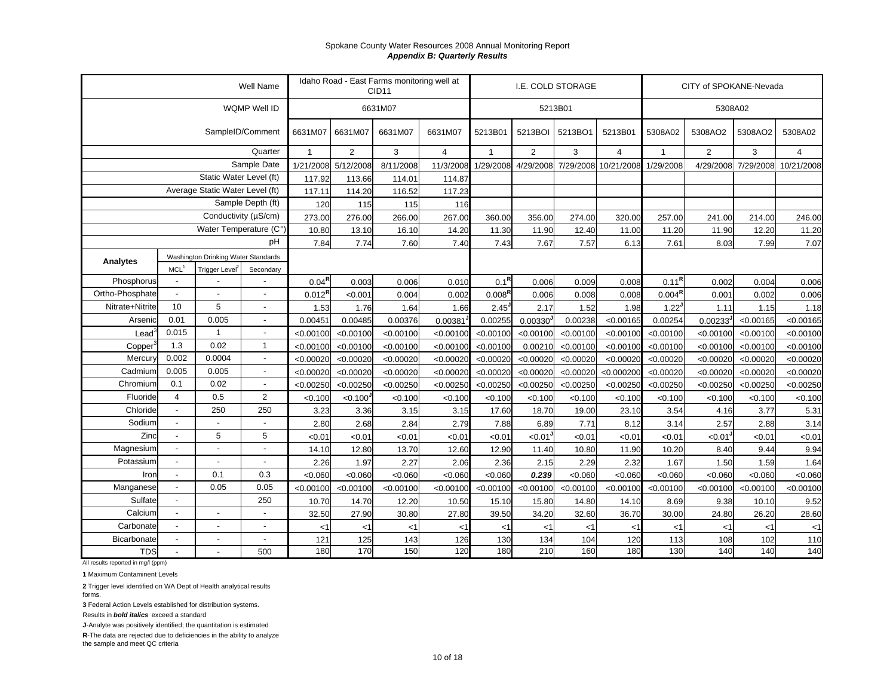Spokane County Water Resources 2008 Annual Monitoring Report

***Appendix B: Quarterly Results***

| Analytes | MCL[1] | Trigger Level[2] | Secondary | Idaho Road - East Farms monitoring well at CID11 | | | | I.E. COLD STORAGE | | | | CITY of SPOKANE-Nevada | | | |
|---|---|---|---|---|---|---|---|---|---|---|---|---|---|---|---|
| | | | WQMP Well ID | 6631M07 | | | | 5213B01 | | | | 5308A02 | | | |
| | | | SampleID/Comment | 6631M07 | 6631M07 | 6631M07 | 6631M07 | 5213B01 | 5213BOI | 5213BO1 | 5213B01 | 5308A02 | 5308AO2 | 5308AO2 | 5308A02 |
| | | | Quarter | 1 | 2 | 3 | 4 | 1 | 2 | 3 | 4 | 1 | 2 | 3 | 4 |
| | | | Sample Date | 1/21/2008 | 5/12/2008 | 8/11/2008 | 11/3/2008 | 1/29/2008 | 4/29/2008 | 7/29/2008 | 10/21/2008 | 1/29/2008 | 4/29/2008 | 7/29/2008 | 10/21/2008 |
| | | | Static Water Level (ft) | 117.92 | 113.66 | 114.01 | 114.87 | | | | | | | | |
| | | | Average Static Water Level (ft) | 117.11 | 114.20 | 116.52 | 117.23 | | | | | | | | |
| | | | Sample Depth (ft) | 120 | 115 | 115 | 116 | | | | | | | | |
| | | | Conductivity (µS/cm) | 273.00 | 276.00 | 266.00 | 267.00 | 360.00 | 356.00 | 274.00 | 320.00 | 257.00 | 241.00 | 214.00 | 246.00 |
| | | | Water Temperature (C°) | 10.80 | 13.10 | 16.10 | 14.20 | 11.30 | 11.90 | 12.40 | 11.00 | 11.20 | 11.90 | 12.20 | 11.20 |
| | | | pH | 7.84 | 7.74 | 7.60 | 7.40 | 7.43 | 7.67 | 7.57 | 6.13 | 7.61 | 8.03 | 7.99 | 7.07 |
| Phosphorus | - | - | - | 0.04**R** | 0.003 | 0.006 | 0.010 | 0.1**R** | 0.006 | 0.009 | 0.008 | 0.11**R** | 0.002 | 0.004 | 0.006 |
| Ortho-Phosphate | - | - | - | 0.012**R** | <0.001 | 0.004 | 0.002 | 0.008**R** | 0.006 | 0.008 | 0.008 | 0.004**R** | 0.001 | 0.002 | 0.006 |
| Nitrate+Nitrite | 10 | 5 | - | 1.53 | 1.76 | 1.64 | 1.66 | 2.45**J** | 2.17 | 1.52 | 1.98 | 1.22**J** | 1.11 | 1.15 | 1.18 |
| Arsenic | 0.01 | 0.005 | - | 0.00451 | 0.00485 | 0.00376 | 0.00381**J** | 0.00255 | 0.00330**J** | 0.00238 | <0.00165 | 0.00254 | 0.00233**J** | <0.00165 | <0.00165 |
| Lead[3] | 0.015 | 1 | - | <0.00100 | <0.00100 | <0.00100 | <0.00100 | <0.00100 | <0.00100 | <0.00100 | <0.00100 | <0.00100 | <0.00100 | <0.00100 | <0.00100 |
| Copper[3] | 1.3 | 0.02 | 1 | <0.00100 | <0.00100 | <0.00100 | <0.00100 | <0.00100 | 0.00210 | <0.00100 | <0.00100 | <0.00100 | <0.00100 | <0.00100 | <0.00100 |
| Mercury | 0.002 | 0.0004 | - | <0.00020 | <0.00020 | <0.00020 | <0.00020 | <0.00020 | <0.00020 | <0.00020 | <0.00020 | <0.00020 | <0.00020 | <0.00020 | <0.00020 |
| Cadmium | 0.005 | 0.005 | - | <0.00020 | <0.00020 | <0.00020 | <0.00020 | <0.00020 | <0.00020 | <0.00020 | <0.000200 | <0.00020 | <0.00020 | <0.00020 | <0.00020 |
| Chromium | 0.1 | 0.02 | - | <0.00250 | <0.00250 | <0.00250 | <0.00250 | <0.00250 | <0.00250 | <0.00250 | <0.00250 | <0.00250 | <0.00250 | <0.00250 | <0.00250 |
| Fluoride | 4 | 0.5 | 2 | <0.100 | <0.100**J** | <0.100 | <0.100 | <0.100 | <0.100 | <0.100 | <0.100 | <0.100 | <0.100 | <0.100 | <0.100 |
| Chloride | - | 250 | 250 | 3.23 | 3.36 | 3.15 | 3.15 | 17.60 | 18.70 | 19.00 | 23.10 | 3.54 | 4.16 | 3.77 | 5.31 |
| Sodium | - | - | - | 2.80 | 2.68 | 2.84 | 2.79 | 7.88 | 6.89 | 7.71 | 8.12 | 3.14 | 2.57 | 2.88 | 3.14 |
| Zinc | - | 5 | 5 | <0.01 | <0.01 | <0.01 | <0.01 | <0.01 | <0.01**J** | <0.01 | <0.01 | <0.01 | <0.01**J** | <0.01 | <0.01 |
| Magnesium | - | - | - | 14.10 | 12.80 | 13.70 | 12.60 | 12.90 | 11.40 | 10.80 | 11.90 | 10.20 | 8.40 | 9.44 | 9.94 |
| Potassium | - | - | - | 2.26 | 1.97 | 2.27 | 2.06 | 2.36 | 2.15 | 2.29 | 2.32 | 1.67 | 1.50 | 1.59 | 1.64 |
| Iron | - | 0.1 | 0.3 | <0.060 | <0.060 | <0.060 | <0.060 | <0.060 | ***0.239*** | <0.060 | <0.060 | <0.060 | <0.060 | <0.060 | <0.060 |
| Manganese | - | 0.05 | 0.05 | <0.00100 | <0.00100 | <0.00100 | <0.00100 | <0.00100 | <0.00100 | <0.00100 | <0.00100 | <0.00100 | <0.00100 | <0.00100 | <0.00100 |
| Sulfate | - | | 250 | 10.70 | 14.70 | 12.20 | 10.50 | 15.10 | 15.80 | 14.80 | 14.10 | 8.69 | 9.38 | 10.10 | 9.52 |
| Calcium | - | - | - | 32.50 | 27.90 | 30.80 | 27.80 | 39.50 | 34.20 | 32.60 | 36.70 | 30.00 | 24.80 | 26.20 | 28.60 |
| Carbonate | - | - | - | <1 | <1 | <1 | <1 | <1 | <1 | <1 | <1 | <1 | <1 | <1 | <1 |
| Bicarbonate | - | - | - | 121 | 125 | 143 | 126 | 130 | 134 | 104 | 120 | 113 | 108 | 102 | 110 |
| TDS | - | - | 500 | 180 | 170 | 150 | 120 | 180 | 210 | 160 | 180 | 130 | 140 | 140 | 140 |

MCL, Trigger Level and Secondary columns: Washington Drinking Water Standards

All results reported in mg/l (ppm)

**1** Maximum Contaminent Levels

**2** Trigger level identified on WA Dept of Health analytical results forms.

**3** Federal Action Levels established for distribution systems.

Results in ***bold italics*** exceed a standard

**J**-Analyte was positively identified; the quantitation is estimated

**R**-The data are rejected due to deficiencies in the ability to analyze the sample and meet QC criteria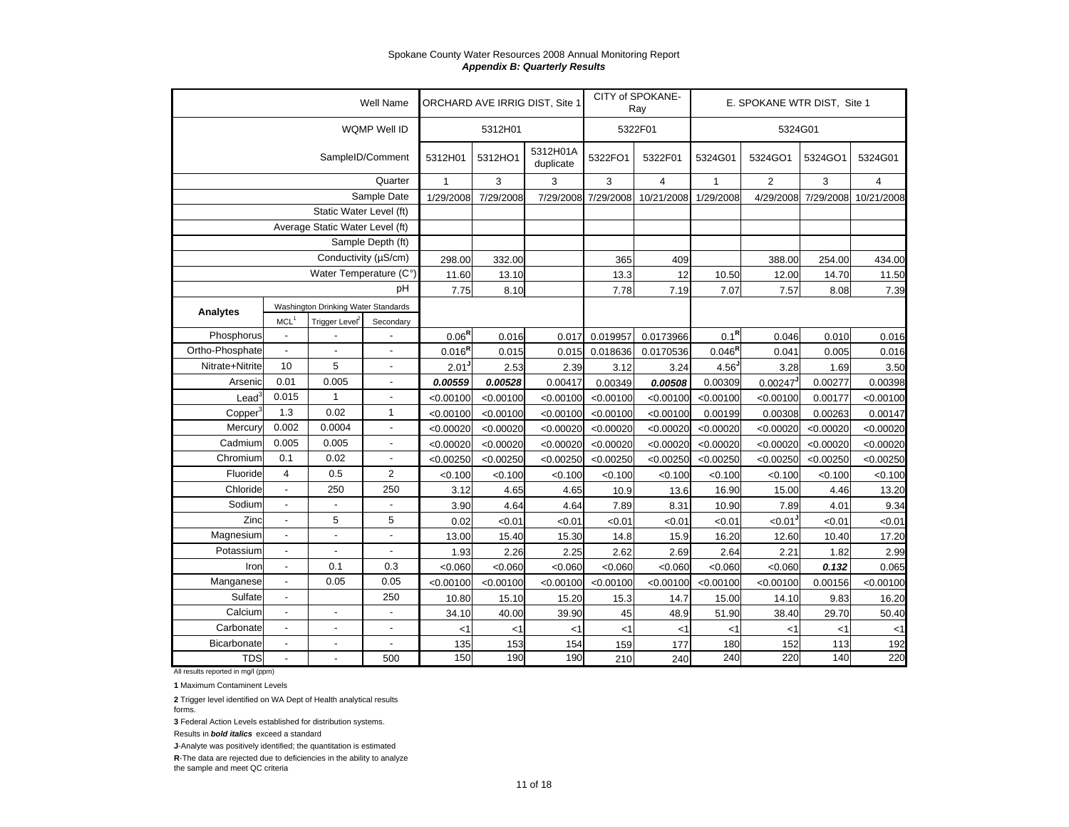Spokane County Water Resources 2008 Annual Monitoring Report
***Appendix B: Quarterly Results***

| | | | Well Name | ORCHARD AVE IRRIG DIST, Site 1 | | | CITY of SPOKANE-Ray | | E. SPOKANE WTR DIST, Site 1 | | | |
|---|---|---|---|---|---|---|---|---|---|---|---|---|
| | | | WQMP Well ID | 5312H01 | | | 5322F01 | | 5324G01 | | | |
| | | | SampleID/Comment | 5312H01 | 5312HO1 | 5312H01A duplicate | 5322FO1 | 5322F01 | 5324G01 | 5324GO1 | 5324GO1 | 5324G01 |
| | | | Quarter | 1 | 3 | 3 | 3 | 4 | 1 | 2 | 3 | 4 |
| | | | Sample Date | 1/29/2008 | 7/29/2008 | 7/29/2008 | 7/29/2008 | 10/21/2008 | 1/29/2008 | 4/29/2008 | 7/29/2008 | 10/21/2008 |
| | | | Static Water Level (ft) | | | | | | | | | |
| | | | Average Static Water Level (ft) | | | | | | | | | |
| | | | Sample Depth (ft) | | | | | | | | | |
| | | | Conductivity (µS/cm) | 298.00 | 332.00 | | 365 | 409 | | 388.00 | 254.00 | 434.00 |
| | | | Water Temperature (C°) | 11.60 | 13.10 | | 13.3 | 12 | 10.50 | 12.00 | 14.70 | 11.50 |
| | | | pH | 7.75 | 8.10 | | 7.78 | 7.19 | 7.07 | 7.57 | 8.08 | 7.39 |
| **Analytes** | Washington Drinking Water Standards | | | | | | | | | | | |
| | MCL[1] | Trigger Level[2] | Secondary | | | | | | | | | |
| Phosphorus | - | - | - | 0.06[R] | 0.016 | 0.017 | 0.019957 | 0.0173966 | 0.1[R] | 0.046 | 0.010 | 0.016 |
| Ortho-Phosphate | - | - | - | 0.016[R] | 0.015 | 0.015 | 0.018636 | 0.0170536 | 0.046[R] | 0.041 | 0.005 | 0.016 |
| Nitrate+Nitrite | 10 | 5 | - | 2.01[J] | 2.53 | 2.39 | 3.12 | 3.24 | 4.56[J] | 3.28 | 1.69 | 3.50 |
| Arsenic | 0.01 | 0.005 | - | ***0.00559*** | ***0.00528*** | 0.00417 | 0.00349 | ***0.00508*** | 0.00309 | 0.00247[J] | 0.00277 | 0.00398 |
| Lead[3] | 0.015 | 1 | - | <0.00100 | <0.00100 | <0.00100 | <0.00100 | <0.00100 | <0.00100 | <0.00100 | 0.00177 | <0.00100 |
| Copper[3] | 1.3 | 0.02 | 1 | <0.00100 | <0.00100 | <0.00100 | <0.00100 | <0.00100 | 0.00199 | 0.00308 | 0.00263 | 0.00147 |
| Mercury | 0.002 | 0.0004 | - | <0.00020 | <0.00020 | <0.00020 | <0.00020 | <0.00020 | <0.00020 | <0.00020 | <0.00020 | <0.00020 |
| Cadmium | 0.005 | 0.005 | - | <0.00020 | <0.00020 | <0.00020 | <0.00020 | <0.00020 | <0.00020 | <0.00020 | <0.00020 | <0.00020 |
| Chromium | 0.1 | 0.02 | - | <0.00250 | <0.00250 | <0.00250 | <0.00250 | <0.00250 | <0.00250 | <0.00250 | <0.00250 | <0.00250 |
| Fluoride | 4 | 0.5 | 2 | <0.100 | <0.100 | <0.100 | <0.100 | <0.100 | <0.100 | <0.100 | <0.100 | <0.100 |
| Chloride | - | 250 | 250 | 3.12 | 4.65 | 4.65 | 10.9 | 13.6 | 16.90 | 15.00 | 4.46 | 13.20 |
| Sodium | - | - | - | 3.90 | 4.64 | 4.64 | 7.89 | 8.31 | 10.90 | 7.89 | 4.01 | 9.34 |
| Zinc | - | 5 | 5 | 0.02 | <0.01 | <0.01 | <0.01 | <0.01 | <0.01 | <0.01[J] | <0.01 | <0.01 |
| Magnesium | - | - | - | 13.00 | 15.40 | 15.30 | 14.8 | 15.9 | 16.20 | 12.60 | 10.40 | 17.20 |
| Potassium | - | - | - | 1.93 | 2.26 | 2.25 | 2.62 | 2.69 | 2.64 | 2.21 | 1.82 | 2.99 |
| Iron | - | 0.1 | 0.3 | <0.060 | <0.060 | <0.060 | <0.060 | <0.060 | <0.060 | <0.060 | ***0.132*** | 0.065 |
| Manganese | - | 0.05 | 0.05 | <0.00100 | <0.00100 | <0.00100 | <0.00100 | <0.00100 | <0.00100 | <0.00100 | 0.00156 | <0.00100 |
| Sulfate | - | | 250 | 10.80 | 15.10 | 15.20 | 15.3 | 14.7 | 15.00 | 14.10 | 9.83 | 16.20 |
| Calcium | - | - | - | 34.10 | 40.00 | 39.90 | 45 | 48.9 | 51.90 | 38.40 | 29.70 | 50.40 |
| Carbonate | - | - | - | <1 | <1 | <1 | <1 | <1 | <1 | <1 | <1 | <1 |
| Bicarbonate | - | - | - | 135 | 153 | 154 | 159 | 177 | 180 | 152 | 113 | 192 |
| TDS | - | - | 500 | 150 | 190 | 190 | 210 | 240 | 240 | 220 | 140 | 220 |

All results reported in mg/l (ppm)

**1** Maximum Contaminent Levels

**2** Trigger level identified on WA Dept of Health analytical results forms.

**3** Federal Action Levels established for distribution systems.

Results in ***bold italics*** exceed a standard

**J**-Analyte was positively identified; the quantitation is estimated

**R**-The data are rejected due to deficiencies in the ability to analyze the sample and meet QC criteria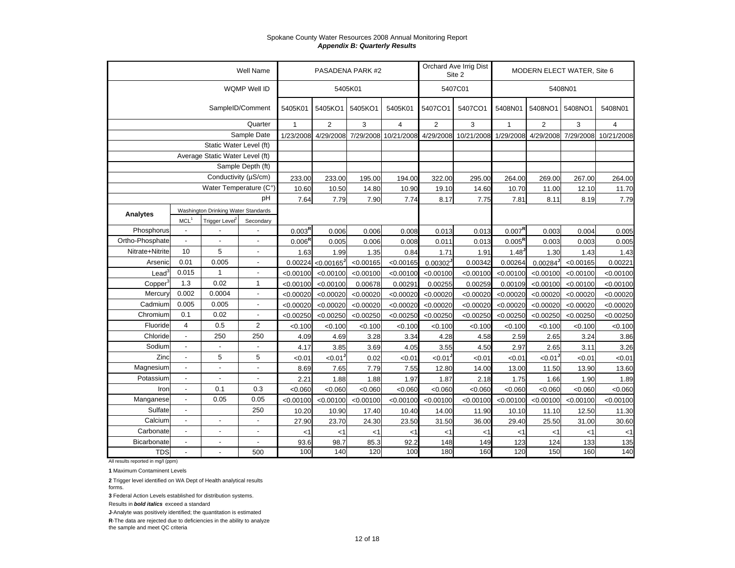Spokane County Water Resources 2008 Annual Monitoring Report
***Appendix B: Quarterly Results***

| | | | Well Name | PASADENA PARK #2 | | | | Orchard Ave Irrig Dist Site 2 | | MODERN ELECT WATER, Site 6 | | | |
|---|---|---|---|---|---|---|---|---|---|---|---|---|---|
| | | | WQMP Well ID | 5405K01 | | | | 5407C01 | | 5408N01 | | | |
| | | | SampleID/Comment | 5405K01 | 5405KO1 | 5405KO1 | 5405K01 | 5407CO1 | 5407CO1 | 5408N01 | 5408NO1 | 5408NO1 | 5408N01 |
| | | | Quarter | 1 | 2 | 3 | 4 | 2 | 3 | 1 | 2 | 3 | 4 |
| | | | Sample Date | 1/23/2008 | 4/29/2008 | 7/29/2008 | 10/21/2008 | 4/29/2008 | 10/21/2008 | 1/29/2008 | 4/29/2008 | 7/29/2008 | 10/21/2008 |
| | | | Static Water Level (ft) | | | | | | | | | | |
| | | | Average Static Water Level (ft) | | | | | | | | | | |
| | | | Sample Depth (ft) | | | | | | | | | | |
| | | | Conductivity (µS/cm) | 233.00 | 233.00 | 195.00 | 194.00 | 322.00 | 295.00 | 264.00 | 269.00 | 267.00 | 264.00 |
| | | | Water Temperature (C°) | 10.60 | 10.50 | 14.80 | 10.90 | 19.10 | 14.60 | 10.70 | 11.00 | 12.10 | 11.70 |
| | | | pH | 7.64 | 7.79 | 7.90 | 7.74 | 8.17 | 7.75 | 7.81 | 8.11 | 8.19 | 7.79 |
| **Analytes** | Washington Drinking Water Standards | | | | | | | | | | | | |
| | MCL[1] | Trigger Level[2] | Secondary | | | | | | | | | | |
| Phosphorus | - | - | - | 0.003[R] | 0.006 | 0.006 | 0.008 | 0.013 | 0.013 | 0.007[R] | 0.003 | 0.004 | 0.005 |
| Ortho-Phosphate | - | - | - | 0.006[R] | 0.005 | 0.006 | 0.008 | 0.011 | 0.013 | 0.005[R] | 0.003 | 0.003 | 0.005 |
| Nitrate+Nitrite | 10 | 5 | - | 1.63 | 1.99 | 1.35 | 0.84 | 1.71 | 1.91 | 1.48[J] | 1.30 | 1.43 | 1.43 |
| Arsenic | 0.01 | 0.005 | - | 0.00224 | <0.00165[J] | <0.00165 | <0.00165 | 0.00302[J] | 0.00342 | 0.00264 | 0.00284[J] | <0.00165 | 0.00221 |
| Lead[3] | 0.015 | 1 | - | <0.00100 | <0.00100 | <0.00100 | <0.00100 | <0.00100 | <0.00100 | <0.00100 | <0.00100 | <0.00100 | <0.00100 |
| Copper[3] | 1.3 | 0.02 | 1 | <0.00100 | <0.00100 | 0.00678 | 0.00291 | 0.00255 | 0.00259 | 0.00109 | <0.00100 | <0.00100 | <0.00100 |
| Mercury | 0.002 | 0.0004 | - | <0.00020 | <0.00020 | <0.00020 | <0.00020 | <0.00020 | <0.00020 | <0.00020 | <0.00020 | <0.00020 | <0.00020 |
| Cadmium | 0.005 | 0.005 | - | <0.00020 | <0.00020 | <0.00020 | <0.00020 | <0.00020 | <0.00020 | <0.00020 | <0.00020 | <0.00020 | <0.00020 |
| Chromium | 0.1 | 0.02 | - | <0.00250 | <0.00250 | <0.00250 | <0.00250 | <0.00250 | <0.00250 | <0.00250 | <0.00250 | <0.00250 | <0.00250 |
| Fluoride | 4 | 0.5 | 2 | <0.100 | <0.100 | <0.100 | <0.100 | <0.100 | <0.100 | <0.100 | <0.100 | <0.100 | <0.100 |
| Chloride | - | 250 | 250 | 4.09 | 4.69 | 3.28 | 3.34 | 4.28 | 4.58 | 2.59 | 2.65 | 3.24 | 3.86 |
| Sodium | - | - | - | 4.17 | 3.85 | 3.69 | 4.05 | 3.55 | 4.50 | 2.97 | 2.65 | 3.11 | 3.26 |
| Zinc | - | 5 | 5 | <0.01 | <0.01[J] | 0.02 | <0.01 | <0.01[J] | <0.01 | <0.01 | <0.01[J] | <0.01 | <0.01 |
| Magnesium | - | - | - | 8.69 | 7.65 | 7.79 | 7.55 | 12.80 | 14.00 | 13.00 | 11.50 | 13.90 | 13.60 |
| Potassium | - | - | - | 2.21 | 1.88 | 1.88 | 1.97 | 1.87 | 2.18 | 1.75 | 1.66 | 1.90 | 1.89 |
| Iron | - | 0.1 | 0.3 | <0.060 | <0.060 | <0.060 | <0.060 | <0.060 | <0.060 | <0.060 | <0.060 | <0.060 | <0.060 |
| Manganese | - | 0.05 | 0.05 | <0.00100 | <0.00100 | <0.00100 | <0.00100 | <0.00100 | <0.00100 | <0.00100 | <0.00100 | <0.00100 | <0.00100 |
| Sulfate | - | | 250 | 10.20 | 10.90 | 17.40 | 10.40 | 14.00 | 11.90 | 10.10 | 11.10 | 12.50 | 11.30 |
| Calcium | - | - | - | 27.90 | 23.70 | 24.30 | 23.50 | 31.50 | 36.00 | 29.40 | 25.50 | 31.00 | 30.60 |
| Carbonate | - | - | - | <1 | <1 | <1 | <1 | <1 | <1 | <1 | <1 | <1 | <1 |
| Bicarbonate | - | - | - | 93.6 | 98.7 | 85.3 | 92.2 | 148 | 149 | 123 | 124 | 133 | 135 |
| TDS | - | - | 500 | 100 | 140 | 120 | 100 | 180 | 160 | 120 | 150 | 160 | 140 |

All results reported in mg/l (ppm)

**1** Maximum Contaminent Levels

**2** Trigger level identified on WA Dept of Health analytical results forms.

**3** Federal Action Levels established for distribution systems.

Results in ***bold italics*** exceed a standard

**J**-Analyte was positively identified; the quantitation is estimated

**R**-The data are rejected due to deficiencies in the ability to analyze the sample and meet QC criteria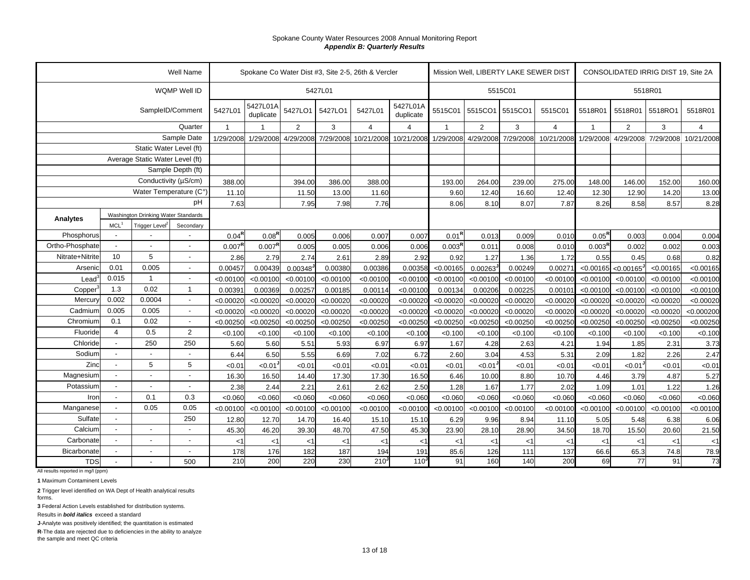Spokane County Water Resources 2008 Annual Monitoring Report
***Appendix B: Quarterly Results***

| | | | Well Name | Spokane Co Water Dist #3, Site 2-5, 26th & Vercler | | | | | | Mission Well, LIBERTY LAKE SEWER DIST | | | | CONSOLIDATED IRRIG DIST 19, Site 2A | | | |
|---|---|---|---|---|---|---|---|---|---|---|---|---|---|---|---|---|---|
| | | | WQMP Well ID | 5427L01 | | | | | | 5515C01 | | | | 5518R01 | | | |
| | | | SampleID/Comment | 5427L01 | 5427L01A duplicate | 5427LO1 | 5427LO1 | 5427L01 | 5427L01A duplicate | 5515C01 | 5515CO1 | 5515CO1 | 5515C01 | 5518R01 | 5518R01 | 5518RO1 | 5518R01 |
| | | | Quarter | 1 | 1 | 2 | 3 | 4 | 4 | 1 | 2 | 3 | 4 | 1 | 2 | 3 | 4 |
| | | | Sample Date | 1/29/2008 | 1/29/2008 | 4/29/2008 | 7/29/2008 | 10/21/2008 | 10/21/2008 | 1/29/2008 | 4/29/2008 | 7/29/2008 | 10/21/2008 | 1/29/2008 | 4/29/2008 | 7/29/2008 | 10/21/2008 |
| | Static Water Level (ft) | | | | | | | | | | | | | | | | |
| | Average Static Water Level (ft) | | | | | | | | | | | | | | | | |
| | | | Sample Depth (ft) | | | | | | | | | | | | | | |
| | | | Conductivity (µS/cm) | 388.00 | | 394.00 | 386.00 | 388.00 | | 193.00 | 264.00 | 239.00 | 275.00 | 148.00 | 146.00 | 152.00 | 160.00 |
| | | | Water Temperature (C°) | 11.10 | | 11.50 | 13.00 | 11.60 | | 9.60 | 12.40 | 16.60 | 12.40 | 12.30 | 12.90 | 14.20 | 13.00 |
| | | | pH | 7.63 | | 7.95 | 7.98 | 7.76 | | 8.06 | 8.10 | 8.07 | 7.87 | 8.26 | 8.58 | 8.57 | 8.28 |
| **Analytes** | Washington Drinking Water Standards: MCL[1] | Trigger Level[2] | Secondary | | | | | | | | | | | | | | |
| Phosphorus | - | - | - | 0.04[R] | 0.08[R] | 0.005 | 0.006 | 0.007 | 0.007 | 0.01[R] | 0.013 | 0.009 | 0.010 | 0.05[R] | 0.003 | 0.004 | 0.004 |
| Ortho-Phosphate | - | - | - | 0.007[R] | 0.007[R] | 0.005 | 0.005 | 0.006 | 0.006 | 0.003[R] | 0.011 | 0.008 | 0.010 | 0.003[R] | 0.002 | 0.002 | 0.003 |
| Nitrate+Nitrite | 10 | 5 | - | 2.86 | 2.79 | 2.74 | 2.61 | 2.89 | 2.92 | 0.92 | 1.27 | 1.36 | 1.72 | 0.55 | 0.45 | 0.68 | 0.82 |
| Arsenic | 0.01 | 0.005 | - | 0.00457 | 0.00439 | 0.00348[J] | 0.00380 | 0.00386 | 0.00358 | <0.00165 | 0.00263[J] | 0.00249 | 0.00271 | <0.00165 | <0.00165[J] | <0.00165 | <0.00165 |
| Lead[3] | 0.015 | 1 | - | <0.00100 | <0.00100 | <0.00100 | <0.00100 | <0.00100 | <0.00100 | <0.00100 | <0.00100 | <0.00100 | <0.00100 | <0.00100 | <0.00100 | <0.00100 | <0.00100 |
| Copper[3] | 1.3 | 0.02 | 1 | 0.00391 | 0.00369 | 0.00257 | 0.00185 | 0.00114 | <0.00100 | 0.00134 | 0.00206 | 0.00225 | 0.00101 | <0.00100 | <0.00100 | <0.00100 | <0.00100 |
| Mercury | 0.002 | 0.0004 | - | <0.00020 | <0.00020 | <0.00020 | <0.00020 | <0.00020 | <0.00020 | <0.00020 | <0.00020 | <0.00020 | <0.00020 | <0.00020 | <0.00020 | <0.00020 | <0.00020 |
| Cadmium | 0.005 | 0.005 | - | <0.00020 | <0.00020 | <0.00020 | <0.00020 | <0.00020 | <0.00020 | <0.00020 | <0.00020 | <0.00020 | <0.00020 | <0.00020 | <0.00020 | <0.00020 | <0.000200 |
| Chromium | 0.1 | 0.02 | - | <0.00250 | <0.00250 | <0.00250 | <0.00250 | <0.00250 | <0.00250 | <0.00250 | <0.00250 | <0.00250 | <0.00250 | <0.00250 | <0.00250 | <0.00250 | <0.00250 |
| Fluoride | 4 | 0.5 | 2 | <0.100 | <0.100 | <0.100 | <0.100 | <0.100 | <0.100 | <0.100 | <0.100 | <0.100 | <0.100 | <0.100 | <0.100 | <0.100 | <0.100 |
| Chloride | - | 250 | 250 | 5.60 | 5.60 | 5.51 | 5.93 | 6.97 | 6.97 | 1.67 | 4.28 | 2.63 | 4.21 | 1.94 | 1.85 | 2.31 | 3.73 |
| Sodium | - | - | - | 6.44 | 6.50 | 5.55 | 6.69 | 7.02 | 6.72 | 2.60 | 3.04 | 4.53 | 5.31 | 2.09 | 1.82 | 2.26 | 2.47 |
| Zinc | - | 5 | 5 | <0.01 | <0.01[J] | <0.01 | <0.01 | <0.01 | <0.01 | <0.01 | <0.01[J] | <0.01 | <0.01 | <0.01 | <0.01[J] | <0.01 | <0.01 |
| Magnesium | - | - | - | 16.30 | 16.50 | 14.40 | 17.30 | 17.30 | 16.50 | 6.46 | 10.00 | 8.80 | 10.70 | 4.46 | 3.79 | 4.87 | 5.27 |
| Potassium | - | - | - | 2.38 | 2.44 | 2.21 | 2.61 | 2.62 | 2.50 | 1.28 | 1.67 | 1.77 | 2.02 | 1.09 | 1.01 | 1.22 | 1.26 |
| Iron | - | 0.1 | 0.3 | <0.060 | <0.060 | <0.060 | <0.060 | <0.060 | <0.060 | <0.060 | <0.060 | <0.060 | <0.060 | <0.060 | <0.060 | <0.060 | <0.060 |
| Manganese | - | 0.05 | 0.05 | <0.00100 | <0.00100 | <0.00100 | <0.00100 | <0.00100 | <0.00100 | <0.00100 | <0.00100 | <0.00100 | <0.00100 | <0.00100 | <0.00100 | <0.00100 | <0.00100 |
| Sulfate | - | | 250 | 12.80 | 12.70 | 14.70 | 16.40 | 15.10 | 15.10 | 6.29 | 9.96 | 8.94 | 11.10 | 5.05 | 5.48 | 6.38 | 6.06 |
| Calcium | - | - | - | 45.30 | 46.20 | 39.30 | 48.70 | 47.50 | 45.30 | 23.90 | 28.10 | 28.90 | 34.50 | 18.70 | 15.50 | 20.60 | 21.50 |
| Carbonate | - | - | - | <1 | <1 | <1 | <1 | <1 | <1 | <1 | <1 | <1 | <1 | <1 | <1 | <1 | <1 |
| Bicarbonate | - | - | - | 178 | 176 | 182 | 187 | 194 | 191 | 85.6 | 126 | 111 | 137 | 66.6 | 65.3 | 74.8 | 78.9 |
| TDS | - | - | 500 | 210 | 200 | 220 | 230 | 210[J] | 110[J] | 91 | 160 | 140 | 200 | 69 | 77 | 91 | 73 |

All results reported in mg/l (ppm)

**1** Maximum Contaminent Levels

**2** Trigger level identified on WA Dept of Health analytical results forms.

**3** Federal Action Levels established for distribution systems.

Results in ***bold italics*** exceed a standard

**J**-Analyte was positively identified; the quantitation is estimated

**R**-The data are rejected due to deficiencies in the ability to analyze the sample and meet QC criteria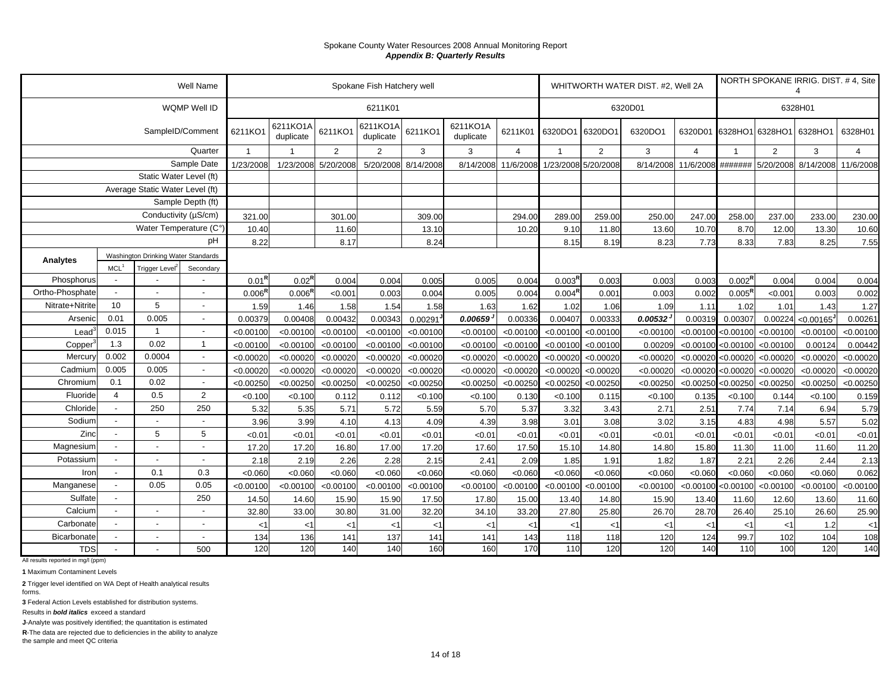Spokane County Water Resources 2008 Annual Monitoring Report
***Appendix B: Quarterly Results***

| | | | Well Name | Spokane Fish Hatchery well | | | | | | | WHITWORTH WATER DIST. #2, Well 2A | | | | NORTH SPOKANE IRRIG. DIST. # 4, Site 4 | | | |
|---|---|---|---|---|---|---|---|---|---|---|---|---|---|---|---|---|---|---|
| | | | WQMP Well ID | 6211K01 | | | | | | | 6320D01 | | | | 6328H01 | | | |
| | | | SampleID/Comment | 6211KO1 | 6211KO1A duplicate | 6211KO1 | 6211KO1A duplicate | 6211KO1 | 6211KO1A duplicate | 6211K01 | 6320DO1 | 6320DO1 | 6320DO1 | 6320D01 | 6328HO1 | 6328HO1 | 6328HO1 | 6328H01 |
| | | | Quarter | 1 | 1 | 2 | 2 | 3 | 3 | 4 | 1 | 2 | 3 | 4 | 1 | 2 | 3 | 4 |
| | | | Sample Date | 1/23/2008 | 1/23/2008 | 5/20/2008 | 5/20/2008 | 8/14/2008 | 8/14/2008 | 11/6/2008 | 1/23/2008 | 5/20/2008 | 8/14/2008 | 11/6/2008 | ####### | 5/20/2008 | 8/14/2008 | 11/6/2008 |
| | | | Static Water Level (ft) | | | | | | | | | | | | | | | |
| | | | Average Static Water Level (ft) | | | | | | | | | | | | | | | |
| | | | Sample Depth (ft) | | | | | | | | | | | | | | | |
| | | | Conductivity (µS/cm) | 321.00 | | 301.00 | | 309.00 | | 294.00 | 289.00 | 259.00 | 250.00 | 247.00 | 258.00 | 237.00 | 233.00 | 230.00 |
| | | | Water Temperature (C°) | 10.40 | | 11.60 | | 13.10 | | 10.20 | 9.10 | 11.80 | 13.60 | 10.70 | 8.70 | 12.00 | 13.30 | 10.60 |
| | | | pH | 8.22 | | 8.17 | | 8.24 | | | 8.15 | 8.19 | 8.23 | 7.73 | 8.33 | 7.83 | 8.25 | 7.55 |
| **Analytes** | Washington Drinking Water Standards | | | | | | | | | | | | | | | | | |
| | MCL[1] | Trigger Level[2] | Secondary | | | | | | | | | | | | | | | |
| Phosphorus | - | - | - | 0.01[R] | 0.02[R] | 0.004 | 0.004 | 0.005 | 0.005 | 0.004 | 0.003[R] | 0.003 | 0.003 | 0.003 | 0.002[R] | 0.004 | 0.004 | 0.004 |
| Ortho-Phosphate | - | - | - | 0.006[R] | 0.006[R] | <0.001 | 0.003 | 0.004 | 0.005 | 0.004 | 0.004[R] | 0.001 | 0.003 | 0.002 | 0.005[R] | <0.001 | 0.003 | 0.002 |
| Nitrate+Nitrite | 10 | 5 | - | 1.59 | 1.46 | 1.58 | 1.54 | 1.58 | 1.63 | 1.62 | 1.02 | 1.06 | 1.09 | 1.11 | 1.02 | 1.01 | 1.43 | 1.27 |
| Arsenic | 0.01 | 0.005 | - | 0.00379 | 0.00408 | 0.00432 | 0.00343 | 0.00291[J] | ***0.00659[J]*** | 0.00336 | 0.00407 | 0.00333 | ***0.00532[J]*** | 0.00319 | 0.00307 | 0.00224 | <0.00165[J] | 0.00261 |
| Lead[3] | 0.015 | 1 | - | <0.00100 | <0.00100 | <0.00100 | <0.00100 | <0.00100 | <0.00100 | <0.00100 | <0.00100 | <0.00100 | <0.00100 | <0.00100 | <0.00100 | <0.00100 | <0.00100 | <0.00100 |
| Copper[3] | 1.3 | 0.02 | 1 | <0.00100 | <0.00100 | <0.00100 | <0.00100 | <0.00100 | <0.00100 | <0.00100 | <0.00100 | <0.00100 | 0.00209 | <0.00100 | <0.00100 | <0.00100 | 0.00124 | 0.00442 |
| Mercury | 0.002 | 0.0004 | - | <0.00020 | <0.00020 | <0.00020 | <0.00020 | <0.00020 | <0.00020 | <0.00020 | <0.00020 | <0.00020 | <0.00020 | <0.00020 | <0.00020 | <0.00020 | <0.00020 | <0.00020 |
| Cadmium | 0.005 | 0.005 | - | <0.00020 | <0.00020 | <0.00020 | <0.00020 | <0.00020 | <0.00020 | <0.00020 | <0.00020 | <0.00020 | <0.00020 | <0.00020 | <0.00020 | <0.00020 | <0.00020 | <0.00020 |
| Chromium | 0.1 | 0.02 | - | <0.00250 | <0.00250 | <0.00250 | <0.00250 | <0.00250 | <0.00250 | <0.00250 | <0.00250 | <0.00250 | <0.00250 | <0.00250 | <0.00250 | <0.00250 | <0.00250 | <0.00250 |
| Fluoride | 4 | 0.5 | 2 | <0.100 | <0.100 | 0.112 | 0.112 | <0.100 | <0.100 | 0.130 | <0.100 | 0.115 | <0.100 | 0.135 | <0.100 | 0.144 | <0.100 | 0.159 |
| Chloride | - | 250 | 250 | 5.32 | 5.35 | 5.71 | 5.72 | 5.59 | 5.70 | 5.37 | 3.32 | 3.43 | 2.71 | 2.51 | 7.74 | 7.14 | 6.94 | 5.79 |
| Sodium | - | - | - | 3.96 | 3.99 | 4.10 | 4.13 | 4.09 | 4.39 | 3.98 | 3.01 | 3.08 | 3.02 | 3.15 | 4.83 | 4.98 | 5.57 | 5.02 |
| Zinc | - | 5 | 5 | <0.01 | <0.01 | <0.01 | <0.01 | <0.01 | <0.01 | <0.01 | <0.01 | <0.01 | <0.01 | <0.01 | <0.01 | <0.01 | <0.01 | <0.01 |
| Magnesium | - | - | - | 17.20 | 17.20 | 16.80 | 17.00 | 17.20 | 17.60 | 17.50 | 15.10 | 14.80 | 14.80 | 15.80 | 11.30 | 11.00 | 11.60 | 11.20 |
| Potassium | - | - | - | 2.18 | 2.19 | 2.26 | 2.28 | 2.15 | 2.41 | 2.09 | 1.85 | 1.91 | 1.82 | 1.87 | 2.21 | 2.26 | 2.44 | 2.13 |
| Iron | - | 0.1 | 0.3 | <0.060 | <0.060 | <0.060 | <0.060 | <0.060 | <0.060 | <0.060 | <0.060 | <0.060 | <0.060 | <0.060 | <0.060 | <0.060 | <0.060 | 0.062 |
| Manganese | - | 0.05 | 0.05 | <0.00100 | <0.00100 | <0.00100 | <0.00100 | <0.00100 | <0.00100 | <0.00100 | <0.00100 | <0.00100 | <0.00100 | <0.00100 | <0.00100 | <0.00100 | <0.00100 | <0.00100 |
| Sulfate | - | | 250 | 14.50 | 14.60 | 15.90 | 15.90 | 17.50 | 17.80 | 15.00 | 13.40 | 14.80 | 15.90 | 13.40 | 11.60 | 12.60 | 13.60 | 11.60 |
| Calcium | - | - | - | 32.80 | 33.00 | 30.80 | 31.00 | 32.20 | 34.10 | 33.20 | 27.80 | 25.80 | 26.70 | 28.70 | 26.40 | 25.10 | 26.60 | 25.90 |
| Carbonate | - | - | - | <1 | <1 | <1 | <1 | <1 | <1 | <1 | <1 | <1 | <1 | <1 | <1 | <1 | 1.2 | <1 |
| Bicarbonate | - | - | - | 134 | 136 | 141 | 137 | 141 | 141 | 143 | 118 | 118 | 120 | 124 | 99.7 | 102 | 104 | 108 |
| TDS | - | - | 500 | 120 | 120 | 140 | 140 | 160 | 160 | 170 | 110 | 120 | 120 | 140 | 110 | 100 | 120 | 140 |

All results reported in mg/l (ppm)

**1** Maximum Contaminent Levels

**2** Trigger level identified on WA Dept of Health analytical results forms.

**3** Federal Action Levels established for distribution systems.

Results in ***bold italics*** exceed a standard

**J**-Analyte was positively identified; the quantitation is estimated

**R**-The data are rejected due to deficiencies in the ability to analyze the sample and meet QC criteria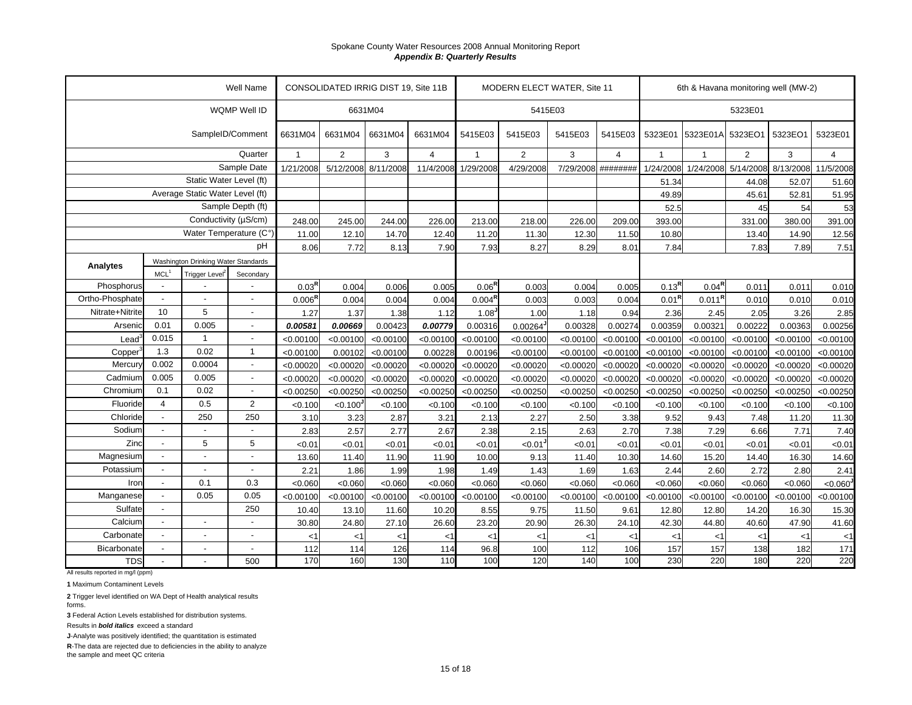# Spokane County Water Resources 2008 Annual Monitoring Report

***Appendix B: Quarterly Results***

| | | | Well Name | CONSOLIDATED IRRIG DIST 19, Site 11B | | | | MODERN ELECT WATER, Site 11 | | | | 6th & Havana monitoring well (MW-2) | | | | |
|---|---|---|---|---|---|---|---|---|---|---|---|---|---|---|---|---|
| | | | WQMP Well ID | 6631M04 | | | | 5415E03 | | | | 5323E01 | | | | |
| | | | SampleID/Comment | 6631M04 | 6631M04 | 6631M04 | 6631M04 | 5415E03 | 5415E03 | 5415E03 | 5415E03 | 5323E01 | 5323E01A | 5323EO1 | 5323EO1 | 5323E01 |
| | | | Quarter | 1 | 2 | 3 | 4 | 1 | 2 | 3 | 4 | 1 | 1 | 2 | 3 | 4 |
| | | | Sample Date | 1/21/2008 | 5/12/2008 | 8/11/2008 | 11/4/2008 | 1/29/2008 | 4/29/2008 | 7/29/2008 | ######## | 1/24/2008 | 1/24/2008 | 5/14/2008 | 8/13/2008 | 11/5/2008 |
| | | | Static Water Level (ft) | | | | | | | | | 51.34 | | 44.08 | 52.07 | 51.60 |
| | | | Average Static Water Level (ft) | | | | | | | | | 49.89 | | 45.61 | 52.81 | 51.95 |
| | | | Sample Depth (ft) | | | | | | | | | 52.5 | | 45 | 54 | 53 |
| | | | Conductivity (µS/cm) | 248.00 | 245.00 | 244.00 | 226.00 | 213.00 | 218.00 | 226.00 | 209.00 | 393.00 | | 331.00 | 380.00 | 391.00 |
| | | | Water Temperature (C°) | 11.00 | 12.10 | 14.70 | 12.40 | 11.20 | 11.30 | 12.30 | 11.50 | 10.80 | | 13.40 | 14.90 | 12.56 |
| | | | pH | 8.06 | 7.72 | 8.13 | 7.90 | 7.93 | 8.27 | 8.29 | 8.01 | 7.84 | | 7.83 | 7.89 | 7.51 |
| **Analytes** | Washington Drinking Water Standards | | | | | | | | | | | | | | | |
| | MCL[1] | Trigger Level[2] | Secondary | | | | | | | | | | | | | |
| Phosphorus | - | - | - | 0.03[R] | 0.004 | 0.006 | 0.005 | 0.06[R] | 0.003 | 0.004 | 0.005 | 0.13[R] | 0.04[R] | 0.011 | 0.011 | 0.010 |
| Ortho-Phosphate | - | - | - | 0.006[R] | 0.004 | 0.004 | 0.004 | 0.004[R] | 0.003 | 0.003 | 0.004 | 0.01[R] | 0.011[R] | 0.010 | 0.010 | 0.010 |
| Nitrate+Nitrite | 10 | 5 | - | 1.27 | 1.37 | 1.38 | 1.12 | 1.08[J] | 1.00 | 1.18 | 0.94 | 2.36 | 2.45 | 2.05 | 3.26 | 2.85 |
| Arsenic | 0.01 | 0.005 | - | ***0.00581*** | ***0.00669*** | 0.00423 | ***0.00779*** | 0.00316 | 0.00264[J] | 0.00328 | 0.00274 | 0.00359 | 0.00321 | 0.00222 | 0.00363 | 0.00256 |
| Lead[3] | 0.015 | 1 | - | <0.00100 | <0.00100 | <0.00100 | <0.00100 | <0.00100 | <0.00100 | <0.00100 | <0.00100 | <0.00100 | <0.00100 | <0.00100 | <0.00100 | <0.00100 |
| Copper[3] | 1.3 | 0.02 | 1 | <0.00100 | 0.00102 | <0.00100 | 0.00228 | 0.00196 | <0.00100 | <0.00100 | <0.00100 | <0.00100 | <0.00100 | <0.00100 | <0.00100 | <0.00100 |
| Mercury | 0.002 | 0.0004 | - | <0.00020 | <0.00020 | <0.00020 | <0.00020 | <0.00020 | <0.00020 | <0.00020 | <0.00020 | <0.00020 | <0.00020 | <0.00020 | <0.00020 | <0.00020 |
| Cadmium | 0.005 | 0.005 | - | <0.00020 | <0.00020 | <0.00020 | <0.00020 | <0.00020 | <0.00020 | <0.00020 | <0.00020 | <0.00020 | <0.00020 | <0.00020 | <0.00020 | <0.00020 |
| Chromium | 0.1 | 0.02 | - | <0.00250 | <0.00250 | <0.00250 | <0.00250 | <0.00250 | <0.00250 | <0.00250 | <0.00250 | <0.00250 | <0.00250 | <0.00250 | <0.00250 | <0.00250 |
| Fluoride | 4 | 0.5 | 2 | <0.100 | <0.100[J] | <0.100 | <0.100 | <0.100 | <0.100 | <0.100 | <0.100 | <0.100 | <0.100 | <0.100 | <0.100 | <0.100 |
| Chloride | - | 250 | 250 | 3.10 | 3.23 | 2.87 | 3.21 | 2.13 | 2.27 | 2.50 | 3.38 | 9.52 | 9.43 | 7.48 | 11.20 | 11.30 |
| Sodium | - | - | - | 2.83 | 2.57 | 2.77 | 2.67 | 2.38 | 2.15 | 2.63 | 2.70 | 7.38 | 7.29 | 6.66 | 7.71 | 7.40 |
| Zinc | - | 5 | 5 | <0.01 | <0.01 | <0.01 | <0.01 | <0.01 | <0.01[J] | <0.01 | <0.01 | <0.01 | <0.01 | <0.01 | <0.01 | <0.01 |
| Magnesium | - | - | - | 13.60 | 11.40 | 11.90 | 11.90 | 10.00 | 9.13 | 11.40 | 10.30 | 14.60 | 15.20 | 14.40 | 16.30 | 14.60 |
| Potassium | - | - | - | 2.21 | 1.86 | 1.99 | 1.98 | 1.49 | 1.43 | 1.69 | 1.63 | 2.44 | 2.60 | 2.72 | 2.80 | 2.41 |
| Iron | - | 0.1 | 0.3 | <0.060 | <0.060 | <0.060 | <0.060 | <0.060 | <0.060 | <0.060 | <0.060 | <0.060 | <0.060 | <0.060 | <0.060 | <0.060[J] |
| Manganese | - | 0.05 | 0.05 | <0.00100 | <0.00100 | <0.00100 | <0.00100 | <0.00100 | <0.00100 | <0.00100 | <0.00100 | <0.00100 | <0.00100 | <0.00100 | <0.00100 | <0.00100 |
| Sulfate | - | | 250 | 10.40 | 13.10 | 11.60 | 10.20 | 8.55 | 9.75 | 11.50 | 9.61 | 12.80 | 12.80 | 14.20 | 16.30 | 15.30 |
| Calcium | - | - | - | 30.80 | 24.80 | 27.10 | 26.60 | 23.20 | 20.90 | 26.30 | 24.10 | 42.30 | 44.80 | 40.60 | 47.90 | 41.60 |
| Carbonate | - | - | - | <1 | <1 | <1 | <1 | <1 | <1 | <1 | <1 | <1 | <1 | <1 | <1 | <1 |
| Bicarbonate | - | - | - | 112 | 114 | 126 | 114 | 96.8 | 100 | 112 | 106 | 157 | 157 | 138 | 182 | 171 |
| TDS | - | - | 500 | 170 | 160 | 130 | 110 | 100 | 120 | 140 | 100 | 230 | 220 | 180 | 220 | 220 |

All results reported in mg/l (ppm)

**1** Maximum Contaminent Levels

**2** Trigger level identified on WA Dept of Health analytical results forms.

**3** Federal Action Levels established for distribution systems.

Results in ***bold italics*** exceed a standard

**J**-Analyte was positively identified; the quantitation is estimated

**R**-The data are rejected due to deficiencies in the ability to analyze the sample and meet QC criteria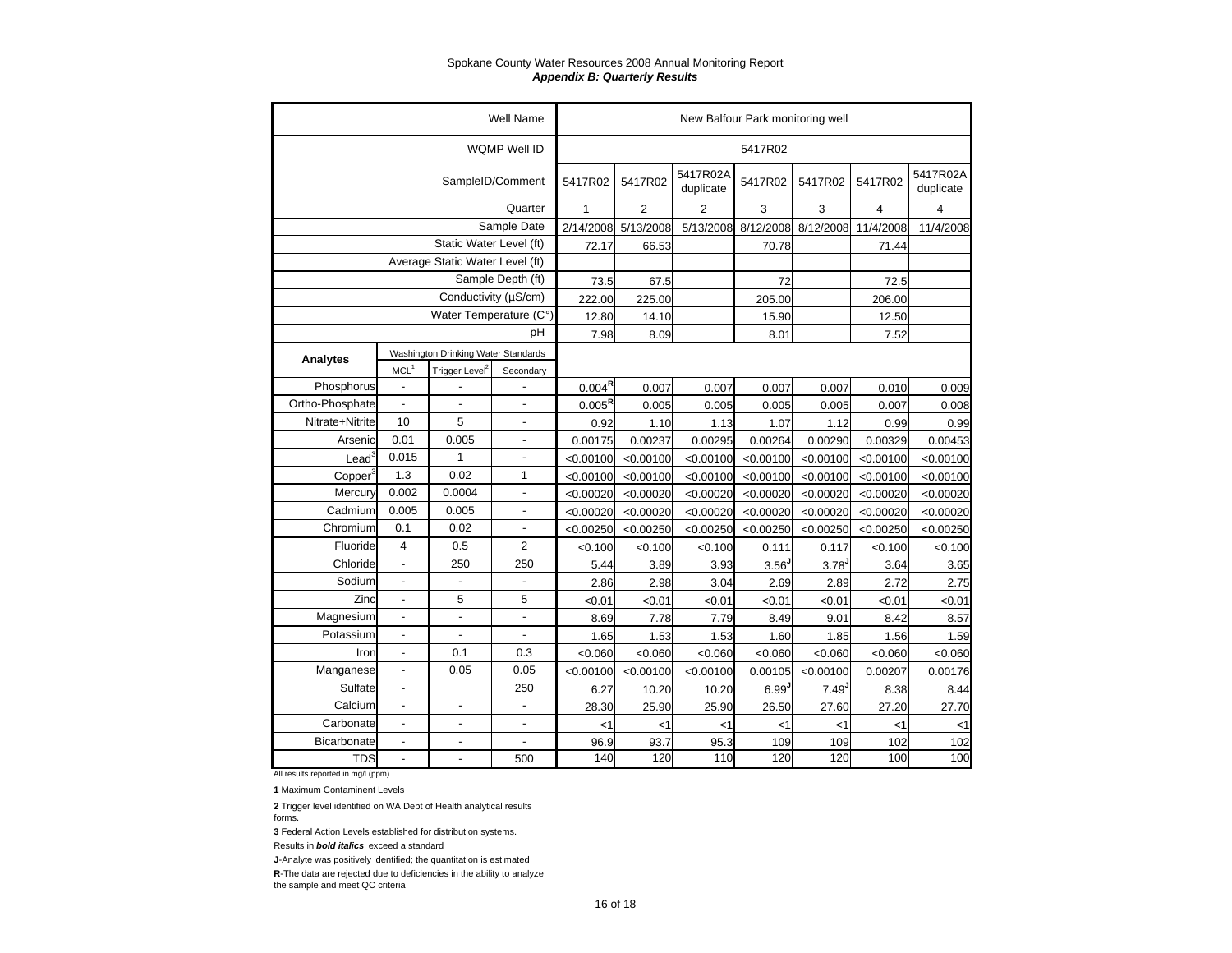Spokane County Water Resources 2008 Annual Monitoring Report
***Appendix B: Quarterly Results***

| | | | Well Name | New Balfour Park monitoring well | | | | | | |
|---|---|---|---|---|---|---|---|---|---|---|
| | | | WQMP Well ID | 5417R02 | | | | | | |
| | | | SampleID/Comment | 5417R02 | 5417R02 | 5417R02A duplicate | 5417R02 | 5417R02 | 5417R02 | 5417R02A duplicate |
| | | | Quarter | 1 | 2 | 2 | 3 | 3 | 4 | 4 |
| | | | Sample Date | 2/14/2008 | 5/13/2008 | 5/13/2008 | 8/12/2008 | 8/12/2008 | 11/4/2008 | 11/4/2008 |
| | | | Static Water Level (ft) | 72.17 | 66.53 | | 70.78 | | 71.44 | |
| | | | Average Static Water Level (ft) | | | | | | | |
| | | | Sample Depth (ft) | 73.5 | 67.5 | | 72 | | 72.5 | |
| | | | Conductivity (µS/cm) | 222.00 | 225.00 | | 205.00 | | 206.00 | |
| | | | Water Temperature (C°) | 12.80 | 14.10 | | 15.90 | | 12.50 | |
| | | | pH | 7.98 | 8.09 | | 8.01 | | 7.52 | |
| **Analytes** | Washington Drinking Water Standards | | | | | | | | | |
| | MCL[1] | Trigger Level[2] | Secondary | | | | | | | |
| Phosphorus | - | - | - | 0.004[R] | 0.007 | 0.007 | 0.007 | 0.007 | 0.010 | 0.009 |
| Ortho-Phosphate | - | - | - | 0.005[R] | 0.005 | 0.005 | 0.005 | 0.005 | 0.007 | 0.008 |
| Nitrate+Nitrite | 10 | 5 | - | 0.92 | 1.10 | 1.13 | 1.07 | 1.12 | 0.99 | 0.99 |
| Arsenic | 0.01 | 0.005 | - | 0.00175 | 0.00237 | 0.00295 | 0.00264 | 0.00290 | 0.00329 | 0.00453 |
| Lead[3] | 0.015 | 1 | - | <0.00100 | <0.00100 | <0.00100 | <0.00100 | <0.00100 | <0.00100 | <0.00100 |
| Copper[3] | 1.3 | 0.02 | 1 | <0.00100 | <0.00100 | <0.00100 | <0.00100 | <0.00100 | <0.00100 | <0.00100 |
| Mercury | 0.002 | 0.0004 | - | <0.00020 | <0.00020 | <0.00020 | <0.00020 | <0.00020 | <0.00020 | <0.00020 |
| Cadmium | 0.005 | 0.005 | - | <0.00020 | <0.00020 | <0.00020 | <0.00020 | <0.00020 | <0.00020 | <0.00020 |
| Chromium | 0.1 | 0.02 | - | <0.00250 | <0.00250 | <0.00250 | <0.00250 | <0.00250 | <0.00250 | <0.00250 |
| Fluoride | 4 | 0.5 | 2 | <0.100 | <0.100 | <0.100 | 0.111 | 0.117 | <0.100 | <0.100 |
| Chloride | - | 250 | 250 | 5.44 | 3.89 | 3.93 | 3.56[J] | 3.78[J] | 3.64 | 3.65 |
| Sodium | - | - | - | 2.86 | 2.98 | 3.04 | 2.69 | 2.89 | 2.72 | 2.75 |
| Zinc | - | 5 | 5 | <0.01 | <0.01 | <0.01 | <0.01 | <0.01 | <0.01 | <0.01 |
| Magnesium | - | - | - | 8.69 | 7.78 | 7.79 | 8.49 | 9.01 | 8.42 | 8.57 |
| Potassium | - | - | - | 1.65 | 1.53 | 1.53 | 1.60 | 1.85 | 1.56 | 1.59 |
| Iron | - | 0.1 | 0.3 | <0.060 | <0.060 | <0.060 | <0.060 | <0.060 | <0.060 | <0.060 |
| Manganese | - | 0.05 | 0.05 | <0.00100 | <0.00100 | <0.00100 | 0.00105 | <0.00100 | 0.00207 | 0.00176 |
| Sulfate | - | | 250 | 6.27 | 10.20 | 10.20 | 6.99[J] | 7.49[J] | 8.38 | 8.44 |
| Calcium | - | - | - | 28.30 | 25.90 | 25.90 | 26.50 | 27.60 | 27.20 | 27.70 |
| Carbonate | - | - | - | <1 | <1 | <1 | <1 | <1 | <1 | <1 |
| Bicarbonate | - | - | - | 96.9 | 93.7 | 95.3 | 109 | 109 | 102 | 102 |
| TDS | - | - | 500 | 140 | 120 | 110 | 120 | 120 | 100 | 100 |

All results reported in mg/l (ppm)

**1** Maximum Contaminent Levels

**2** Trigger level identified on WA Dept of Health analytical results forms.

**3** Federal Action Levels established for distribution systems.

Results in ***bold italics*** exceed a standard

**J**-Analyte was positively identified; the quantitation is estimated

**R**-The data are rejected due to deficiencies in the ability to analyze the sample and meet QC criteria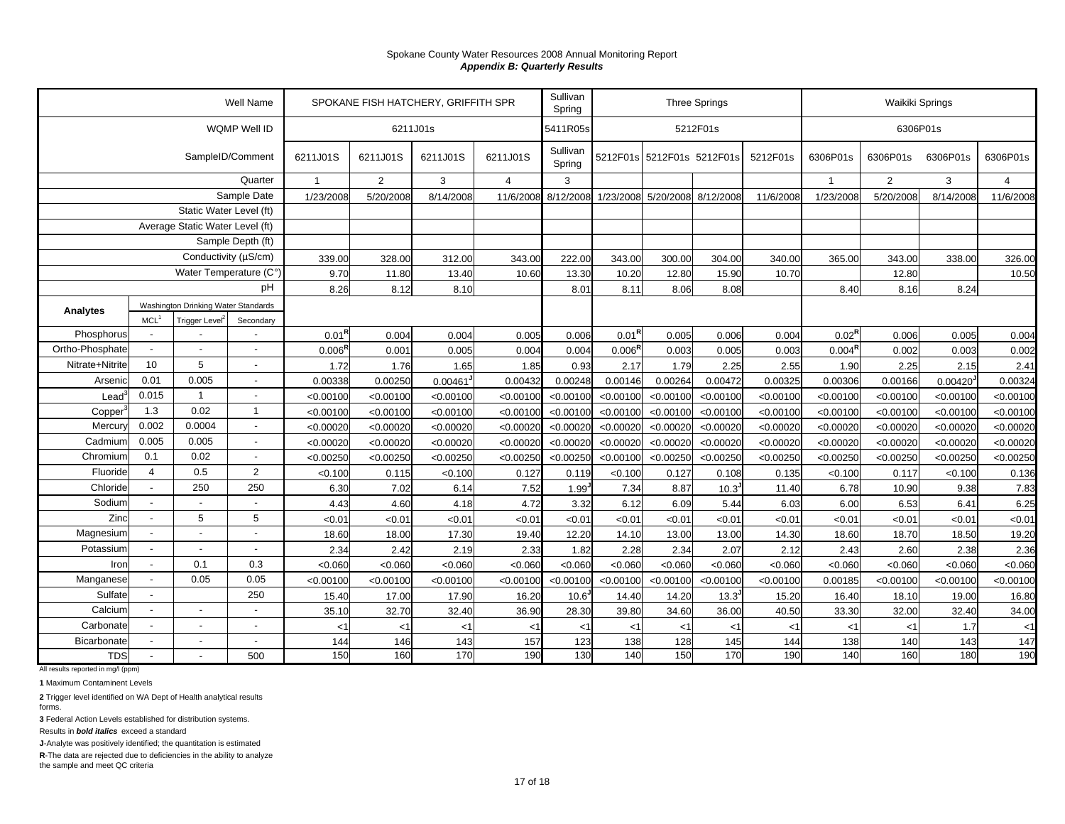Spokane County Water Resources 2008 Annual Monitoring Report
***Appendix B: Quarterly Results***

| | | | Well Name | SPOKANE FISH HATCHERY, GRIFFITH SPR | | | | Sullivan Spring | Three Springs | | | | Waikiki Springs | | | |
|---|---|---|---|---|---|---|---|---|---|---|---|---|---|---|---|---|
| | | | WQMP Well ID | 6211J01s | | | | 5411R05s | 5212F01s | | | | 6306P01s | | | |
| | | | SampleID/Comment | 6211J01S | 6211J01S | 6211J01S | 6211J01S | Sullivan Spring | 5212F01s | 5212F01s | 5212F01s | 5212F01s | 6306P01s | 6306P01s | 6306P01s | 6306P01s |
| | | | Quarter | 1 | 2 | 3 | 4 | 3 | | | | | 1 | 2 | 3 | 4 |
| | | | Sample Date | 1/23/2008 | 5/20/2008 | 8/14/2008 | 11/6/2008 | 8/12/2008 | 1/23/2008 | 5/20/2008 | 8/12/2008 | 11/6/2008 | 1/23/2008 | 5/20/2008 | 8/14/2008 | 11/6/2008 |
| | | | Static Water Level (ft) | | | | | | | | | | | | | |
| | | | Average Static Water Level (ft) | | | | | | | | | | | | | |
| | | | Sample Depth (ft) | | | | | | | | | | | | | |
| | | | Conductivity (µS/cm) | 339.00 | 328.00 | 312.00 | 343.00 | 222.00 | 343.00 | 300.00 | 304.00 | 340.00 | 365.00 | 343.00 | 338.00 | 326.00 |
| | | | Water Temperature (C°) | 9.70 | 11.80 | 13.40 | 10.60 | 13.30 | 10.20 | 12.80 | 15.90 | 10.70 | | 12.80 | | 10.50 |
| | | | pH | 8.26 | 8.12 | 8.10 | | 8.01 | 8.11 | 8.06 | 8.08 | | 8.40 | 8.16 | 8.24 | |
| **Analytes** | Washington Drinking Water Standards | | | | | | | | | | | | | | | |
| | MCL[1] | Trigger Level[2] | Secondary | | | | | | | | | | | | | |
| Phosphorus | - | - | - | 0.01[R] | 0.004 | 0.004 | 0.005 | 0.006 | 0.01[R] | 0.005 | 0.006 | 0.004 | 0.02[R] | 0.006 | 0.005 | 0.004 |
| Ortho-Phosphate | - | - | - | 0.006[R] | 0.001 | 0.005 | 0.004 | 0.004 | 0.006[R] | 0.003 | 0.005 | 0.003 | 0.004[R] | 0.002 | 0.003 | 0.002 |
| Nitrate+Nitrite | 10 | 5 | - | 1.72 | 1.76 | 1.65 | 1.85 | 0.93 | 2.17 | 1.79 | 2.25 | 2.55 | 1.90 | 2.25 | 2.15 | 2.41 |
| Arsenic | 0.01 | 0.005 | - | 0.00338 | 0.00250 | 0.00461[J] | 0.00432 | 0.00248 | 0.00146 | 0.00264 | 0.00472 | 0.00325 | 0.00306 | 0.00166 | 0.00420[J] | 0.00324 |
| Lead[3] | 0.015 | 1 | - | <0.00100 | <0.00100 | <0.00100 | <0.00100 | <0.00100 | <0.00100 | <0.00100 | <0.00100 | <0.00100 | <0.00100 | <0.00100 | <0.00100 | <0.00100 |
| Copper[3] | 1.3 | 0.02 | 1 | <0.00100 | <0.00100 | <0.00100 | <0.00100 | <0.00100 | <0.00100 | <0.00100 | <0.00100 | <0.00100 | <0.00100 | <0.00100 | <0.00100 | <0.00100 |
| Mercury | 0.002 | 0.0004 | - | <0.00020 | <0.00020 | <0.00020 | <0.00020 | <0.00020 | <0.00020 | <0.00020 | <0.00020 | <0.00020 | <0.00020 | <0.00020 | <0.00020 | <0.00020 |
| Cadmium | 0.005 | 0.005 | - | <0.00020 | <0.00020 | <0.00020 | <0.00020 | <0.00020 | <0.00020 | <0.00020 | <0.00020 | <0.00020 | <0.00020 | <0.00020 | <0.00020 | <0.00020 |
| Chromium | 0.1 | 0.02 | - | <0.00250 | <0.00250 | <0.00250 | <0.00250 | <0.00250 | <0.00100 | <0.00250 | <0.00250 | <0.00250 | <0.00250 | <0.00250 | <0.00250 | <0.00250 |
| Fluoride | 4 | 0.5 | 2 | <0.100 | 0.115 | <0.100 | 0.127 | 0.119 | <0.100 | 0.127 | 0.108 | 0.135 | <0.100 | 0.117 | <0.100 | 0.136 |
| Chloride | - | 250 | 250 | 6.30 | 7.02 | 6.14 | 7.52 | 1.99[J] | 7.34 | 8.87 | 10.3[J] | 11.40 | 6.78 | 10.90 | 9.38 | 7.83 |
| Sodium | - | - | - | 4.43 | 4.60 | 4.18 | 4.72 | 3.32 | 6.12 | 6.09 | 5.44 | 6.03 | 6.00 | 6.53 | 6.41 | 6.25 |
| Zinc | - | 5 | 5 | <0.01 | <0.01 | <0.01 | <0.01 | <0.01 | <0.01 | <0.01 | <0.01 | <0.01 | <0.01 | <0.01 | <0.01 | <0.01 |
| Magnesium | - | - | - | 18.60 | 18.00 | 17.30 | 19.40 | 12.20 | 14.10 | 13.00 | 13.00 | 14.30 | 18.60 | 18.70 | 18.50 | 19.20 |
| Potassium | - | - | - | 2.34 | 2.42 | 2.19 | 2.33 | 1.82 | 2.28 | 2.34 | 2.07 | 2.12 | 2.43 | 2.60 | 2.38 | 2.36 |
| Iron | - | 0.1 | 0.3 | <0.060 | <0.060 | <0.060 | <0.060 | <0.060 | <0.060 | <0.060 | <0.060 | <0.060 | <0.060 | <0.060 | <0.060 | <0.060 |
| Manganese | - | 0.05 | 0.05 | <0.00100 | <0.00100 | <0.00100 | <0.00100 | <0.00100 | <0.00100 | <0.00100 | <0.00100 | <0.00100 | 0.00185 | <0.00100 | <0.00100 | <0.00100 |
| Sulfate | - | | 250 | 15.40 | 17.00 | 17.90 | 16.20 | 10.6[J] | 14.40 | 14.20 | 13.3[J] | 15.20 | 16.40 | 18.10 | 19.00 | 16.80 |
| Calcium | - | - | - | 35.10 | 32.70 | 32.40 | 36.90 | 28.30 | 39.80 | 34.60 | 36.00 | 40.50 | 33.30 | 32.00 | 32.40 | 34.00 |
| Carbonate | - | - | - | <1 | <1 | <1 | <1 | <1 | <1 | <1 | <1 | <1 | <1 | <1 | 1.7 | <1 |
| Bicarbonate | - | - | - | 144 | 146 | 143 | 157 | 123 | 138 | 128 | 145 | 144 | 138 | 140 | 143 | 147 |
| TDS | - | - | 500 | 150 | 160 | 170 | 190 | 130 | 140 | 150 | 170 | 190 | 140 | 160 | 180 | 190 |

All results reported in mg/l (ppm)

**1** Maximum Contaminent Levels

**2** Trigger level identified on WA Dept of Health analytical results forms.

**3** Federal Action Levels established for distribution systems.

Results in ***bold italics*** exceed a standard

**J**-Analyte was positively identified; the quantitation is estimated

**R**-The data are rejected due to deficiencies in the ability to analyze the sample and meet QC criteria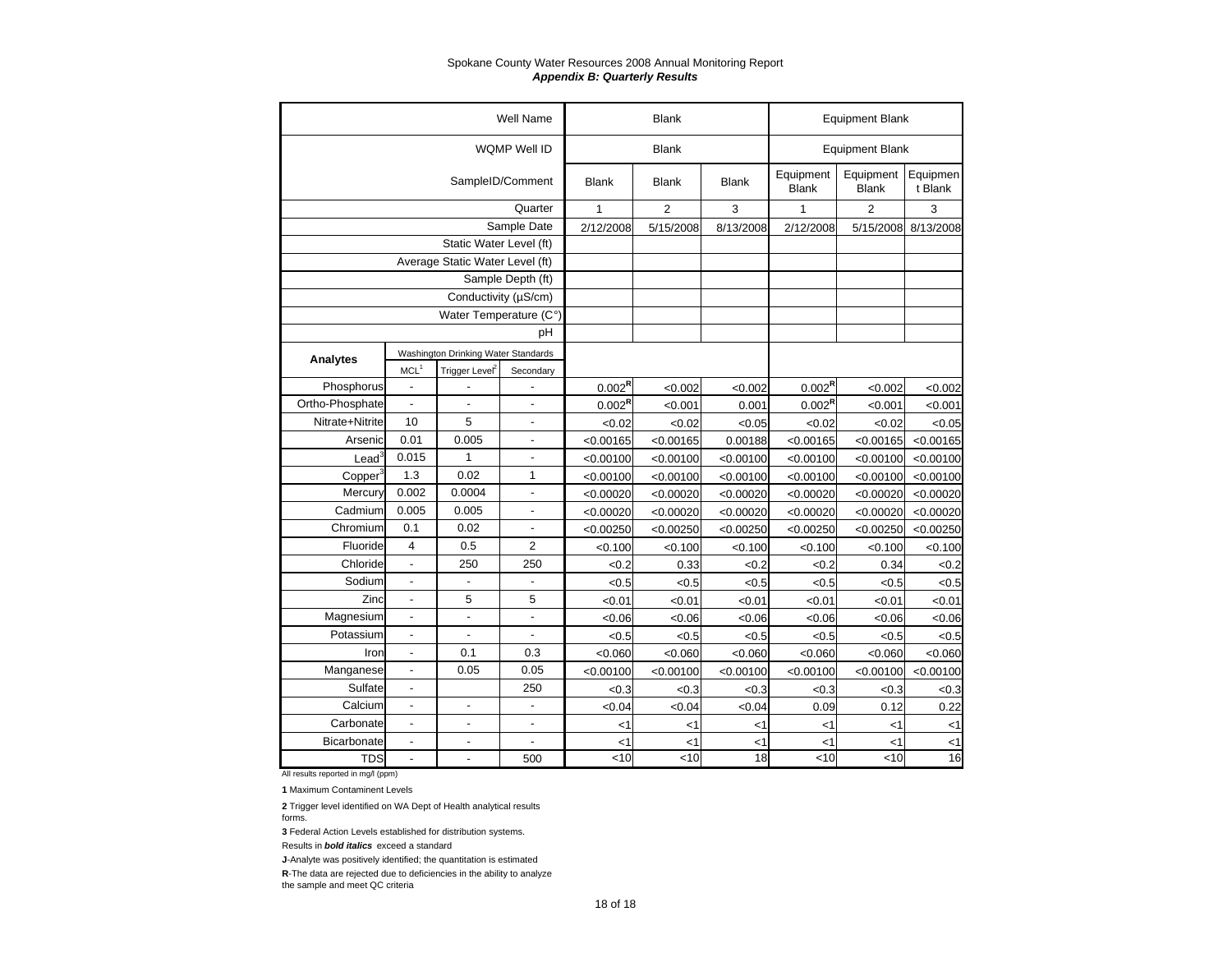Spokane County Water Resources 2008 Annual Monitoring Report
***Appendix B: Quarterly Results***

| | | | Well Name | Blank | | | Equipment Blank | | |
|---|---|---|---|---|---|---|---|---|---|
| | | | WQMP Well ID | Blank | | | Equipment Blank | | |
| | | | SampleID/Comment | Blank | Blank | Blank | Equipment Blank | Equipment Blank | Equipment Blank |
| | | | Quarter | 1 | 2 | 3 | 1 | 2 | 3 |
| | | | Sample Date | 2/12/2008 | 5/15/2008 | 8/13/2008 | 2/12/2008 | 5/15/2008 | 8/13/2008 |
| | | | Static Water Level (ft) | | | | | | |
| | | | Average Static Water Level (ft) | | | | | | |
| | | | Sample Depth (ft) | | | | | | |
| | | | Conductivity (µS/cm) | | | | | | |
| | | | Water Temperature (C°) | | | | | | |
| | | | pH | | | | | | |
| **Analytes** | Washington Drinking Water Standards | | | | | | | | |
| | MCL[1] | Trigger Level[2] | Secondary | | | | | | |
| Phosphorus | - | - | - | 0.002[R] | <0.002 | <0.002 | 0.002[R] | <0.002 | <0.002 |
| Ortho-Phosphate | - | - | - | 0.002[R] | <0.001 | 0.001 | 0.002[R] | <0.001 | <0.001 |
| Nitrate+Nitrite | 10 | 5 | - | <0.02 | <0.02 | <0.05 | <0.02 | <0.02 | <0.05 |
| Arsenic | 0.01 | 0.005 | - | <0.00165 | <0.00165 | 0.00188 | <0.00165 | <0.00165 | <0.00165 |
| Lead[3] | 0.015 | 1 | - | <0.00100 | <0.00100 | <0.00100 | <0.00100 | <0.00100 | <0.00100 |
| Copper[3] | 1.3 | 0.02 | 1 | <0.00100 | <0.00100 | <0.00100 | <0.00100 | <0.00100 | <0.00100 |
| Mercury | 0.002 | 0.0004 | - | <0.00020 | <0.00020 | <0.00020 | <0.00020 | <0.00020 | <0.00020 |
| Cadmium | 0.005 | 0.005 | - | <0.00020 | <0.00020 | <0.00020 | <0.00020 | <0.00020 | <0.00020 |
| Chromium | 0.1 | 0.02 | - | <0.00250 | <0.00250 | <0.00250 | <0.00250 | <0.00250 | <0.00250 |
| Fluoride | 4 | 0.5 | 2 | <0.100 | <0.100 | <0.100 | <0.100 | <0.100 | <0.100 |
| Chloride | - | 250 | 250 | <0.2 | 0.33 | <0.2 | <0.2 | 0.34 | <0.2 |
| Sodium | - | - | - | <0.5 | <0.5 | <0.5 | <0.5 | <0.5 | <0.5 |
| Zinc | - | 5 | 5 | <0.01 | <0.01 | <0.01 | <0.01 | <0.01 | <0.01 |
| Magnesium | - | - | - | <0.06 | <0.06 | <0.06 | <0.06 | <0.06 | <0.06 |
| Potassium | - | - | - | <0.5 | <0.5 | <0.5 | <0.5 | <0.5 | <0.5 |
| Iron | - | 0.1 | 0.3 | <0.060 | <0.060 | <0.060 | <0.060 | <0.060 | <0.060 |
| Manganese | - | 0.05 | 0.05 | <0.00100 | <0.00100 | <0.00100 | <0.00100 | <0.00100 | <0.00100 |
| Sulfate | - | | 250 | <0.3 | <0.3 | <0.3 | <0.3 | <0.3 | <0.3 |
| Calcium | - | - | - | <0.04 | <0.04 | <0.04 | 0.09 | 0.12 | 0.22 |
| Carbonate | - | - | - | <1 | <1 | <1 | <1 | <1 | <1 |
| Bicarbonate | - | - | - | <1 | <1 | <1 | <1 | <1 | <1 |
| TDS | - | - | 500 | <10 | <10 | 18 | <10 | <10 | 16 |

All results reported in mg/l (ppm)

**1** Maximum Contaminent Levels

**2** Trigger level identified on WA Dept of Health analytical results forms.

**3** Federal Action Levels established for distribution systems.

Results in ***bold italics*** exceed a standard

**J**-Analyte was positively identified; the quantitation is estimated

**R**-The data are rejected due to deficiencies in the ability to analyze the sample and meet QC criteria